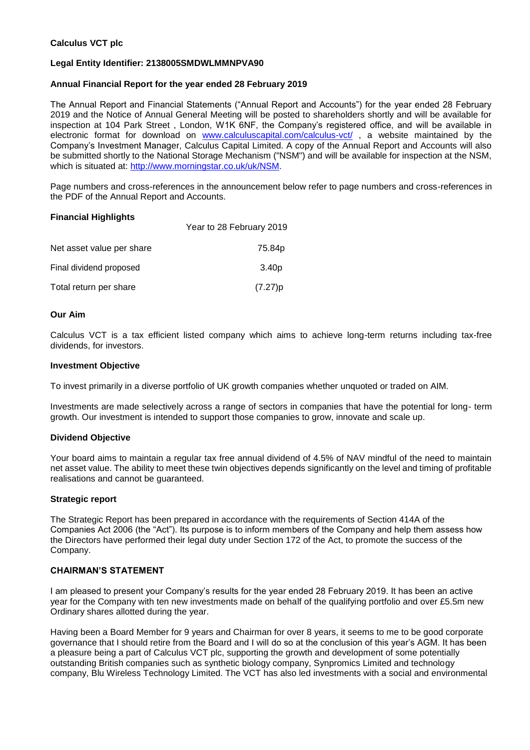**Calculus VCT plc**

**Legal Entity Identifier: 2138005SMDWLMMNPVA90**

**Annual Financial Report for the year ended 28 February 2019**

The Annual Report and Financial Statements ("Annual Report and Accounts") for the year ended 28 February 2019 and the Notice of Annual General Meeting will be posted to shareholders shortly and will be available for inspection at 104 Park Street , London, W1K 6NF, the Company's registered office, and will be available in electronic format for download on [www.calculuscapital.com/calculus-vct/](www.calculuscapital.com/calculus-vct/) , a website maintained by the Company's Investment Manager, Calculus Capital Limited. A copy of the Annual Report and Accounts will also be submitted shortly to the National Storage Mechanism ("NSM") and will be available for inspection at the NSM, which is situated at: [http://www.morningstar.co.uk/uk/NSM](http://www.morningstar.co.uk/uk/NSM).

Page numbers and cross-references in the announcement below refer to page numbers and cross-references in the PDF of the Annual Report and Accounts.

**Financial Highlights**

| | Year to 28 February 2019 |
|---|---|
| Net asset value per share | 75.84p |
| Final dividend proposed | 3.40p |
| Total return per share | (7.27)p |

**Our Aim**

Calculus VCT is a tax efficient listed company which aims to achieve long-term returns including tax-free dividends, for investors.

**Investment Objective**

To invest primarily in a diverse portfolio of UK growth companies whether unquoted or traded on AIM.

Investments are made selectively across a range of sectors in companies that have the potential for long- term growth. Our investment is intended to support those companies to grow, innovate and scale up.

**Dividend Objective**

Your board aims to maintain a regular tax free annual dividend of 4.5% of NAV mindful of the need to maintain net asset value. The ability to meet these twin objectives depends significantly on the level and timing of profitable realisations and cannot be guaranteed.

**Strategic report**

The Strategic Report has been prepared in accordance with the requirements of Section 414A of the Companies Act 2006 (the "Act"). Its purpose is to inform members of the Company and help them assess how the Directors have performed their legal duty under Section 172 of the Act, to promote the success of the Company.

**CHAIRMAN'S STATEMENT**

I am pleased to present your Company's results for the year ended 28 February 2019. It has been an active year for the Company with ten new investments made on behalf of the qualifying portfolio and over £5.5m new Ordinary shares allotted during the year.

Having been a Board Member for 9 years and Chairman for over 8 years, it seems to me to be good corporate governance that I should retire from the Board and I will do so at the conclusion of this year's AGM. It has been a pleasure being a part of Calculus VCT plc, supporting the growth and development of some potentially outstanding British companies such as synthetic biology company, Synpromics Limited and technology company, Blu Wireless Technology Limited. The VCT has also led investments with a social and environmental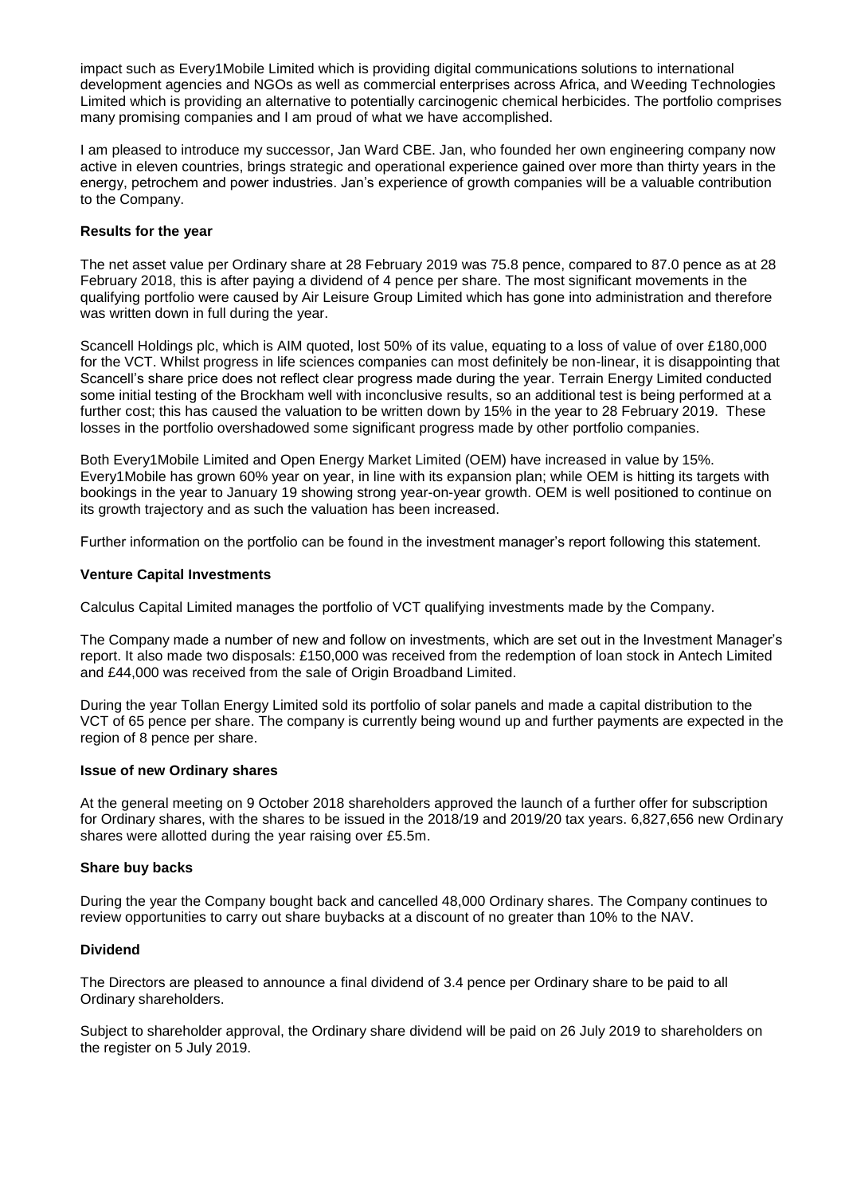impact such as Every1Mobile Limited which is providing digital communications solutions to international development agencies and NGOs as well as commercial enterprises across Africa, and Weeding Technologies Limited which is providing an alternative to potentially carcinogenic chemical herbicides. The portfolio comprises many promising companies and I am proud of what we have accomplished.

I am pleased to introduce my successor, Jan Ward CBE. Jan, who founded her own engineering company now active in eleven countries, brings strategic and operational experience gained over more than thirty years in the energy, petrochem and power industries. Jan's experience of growth companies will be a valuable contribution to the Company.

**Results for the year**

The net asset value per Ordinary share at 28 February 2019 was 75.8 pence, compared to 87.0 pence as at 28 February 2018, this is after paying a dividend of 4 pence per share. The most significant movements in the qualifying portfolio were caused by Air Leisure Group Limited which has gone into administration and therefore was written down in full during the year.

Scancell Holdings plc, which is AIM quoted, lost 50% of its value, equating to a loss of value of over £180,000 for the VCT. Whilst progress in life sciences companies can most definitely be non-linear, it is disappointing that Scancell's share price does not reflect clear progress made during the year. Terrain Energy Limited conducted some initial testing of the Brockham well with inconclusive results, so an additional test is being performed at a further cost; this has caused the valuation to be written down by 15% in the year to 28 February 2019. These losses in the portfolio overshadowed some significant progress made by other portfolio companies.

Both Every1Mobile Limited and Open Energy Market Limited (OEM) have increased in value by 15%. Every1Mobile has grown 60% year on year, in line with its expansion plan; while OEM is hitting its targets with bookings in the year to January 19 showing strong year-on-year growth. OEM is well positioned to continue on its growth trajectory and as such the valuation has been increased.

Further information on the portfolio can be found in the investment manager's report following this statement.

**Venture Capital Investments**

Calculus Capital Limited manages the portfolio of VCT qualifying investments made by the Company.

The Company made a number of new and follow on investments, which are set out in the Investment Manager's report. It also made two disposals: £150,000 was received from the redemption of loan stock in Antech Limited and £44,000 was received from the sale of Origin Broadband Limited.

During the year Tollan Energy Limited sold its portfolio of solar panels and made a capital distribution to the VCT of 65 pence per share. The company is currently being wound up and further payments are expected in the region of 8 pence per share.

**Issue of new Ordinary shares**

At the general meeting on 9 October 2018 shareholders approved the launch of a further offer for subscription for Ordinary shares, with the shares to be issued in the 2018/19 and 2019/20 tax years. 6,827,656 new Ordinary shares were allotted during the year raising over £5.5m.

**Share buy backs**

During the year the Company bought back and cancelled 48,000 Ordinary shares. The Company continues to review opportunities to carry out share buybacks at a discount of no greater than 10% to the NAV.

**Dividend**

The Directors are pleased to announce a final dividend of 3.4 pence per Ordinary share to be paid to all Ordinary shareholders.

Subject to shareholder approval, the Ordinary share dividend will be paid on 26 July 2019 to shareholders on the register on 5 July 2019.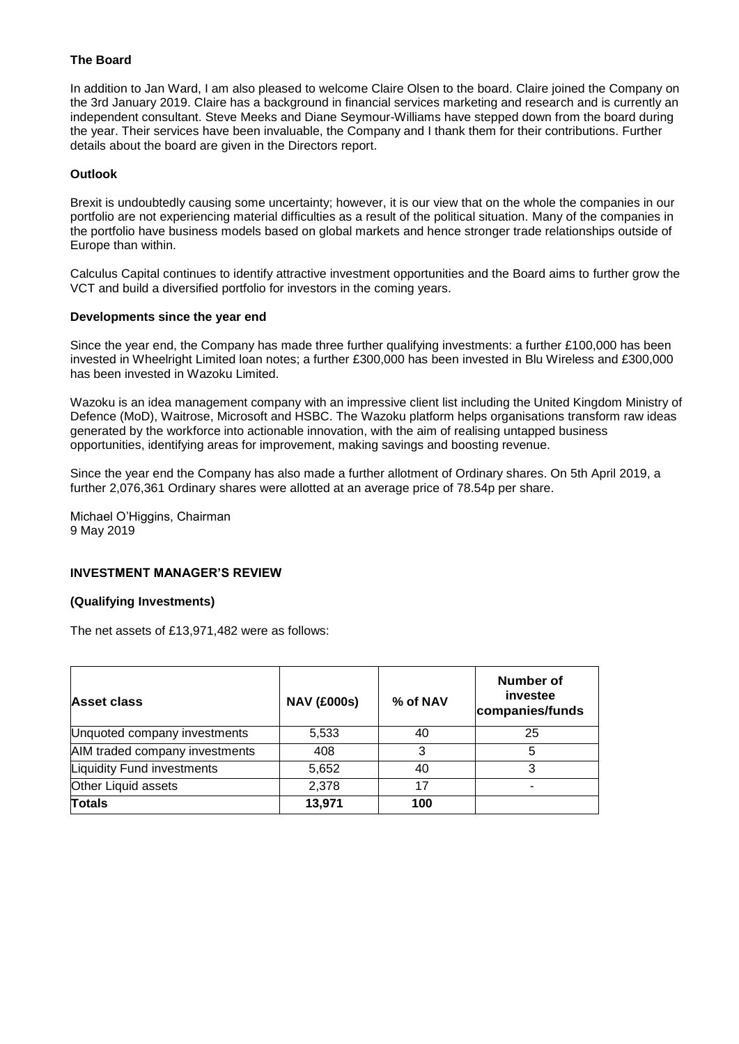### The Board

In addition to Jan Ward, I am also pleased to welcome Claire Olsen to the board. Claire joined the Company on the 3rd January 2019. Claire has a background in financial services marketing and research and is currently an independent consultant. Steve Meeks and Diane Seymour-Williams have stepped down from the board during the year. Their services have been invaluable, the Company and I thank them for their contributions. Further details about the board are given in the Directors report.

### Outlook

Brexit is undoubtedly causing some uncertainty; however, it is our view that on the whole the companies in our portfolio are not experiencing material difficulties as a result of the political situation. Many of the companies in the portfolio have business models based on global markets and hence stronger trade relationships outside of Europe than within.

Calculus Capital continues to identify attractive investment opportunities and the Board aims to further grow the VCT and build a diversified portfolio for investors in the coming years.

### Developments since the year end

Since the year end, the Company has made three further qualifying investments: a further £100,000 has been invested in Wheelright Limited loan notes; a further £300,000 has been invested in Blu Wireless and £300,000 has been invested in Wazoku Limited.

Wazoku is an idea management company with an impressive client list including the United Kingdom Ministry of Defence (MoD), Waitrose, Microsoft and HSBC. The Wazoku platform helps organisations transform raw ideas generated by the workforce into actionable innovation, with the aim of realising untapped business opportunities, identifying areas for improvement, making savings and boosting revenue.

Since the year end the Company has also made a further allotment of Ordinary shares. On 5th April 2019, a further 2,076,361 Ordinary shares were allotted at an average price of 78.54p per share.

Michael O'Higgins, Chairman
9 May 2019

## INVESTMENT MANAGER'S REVIEW

### (Qualifying Investments)

The net assets of £13,971,482 were as follows:

| Asset class | NAV (£000s) | % of NAV | Number of investee companies/funds |
|---|---|---|---|
| Unquoted company investments | 5,533 | 40 | 25 |
| AIM traded company investments | 408 | 3 | 5 |
| Liquidity Fund investments | 5,652 | 40 | 3 |
| Other Liquid assets | 2,378 | 17 | - |
| **Totals** | **13,971** | **100** | |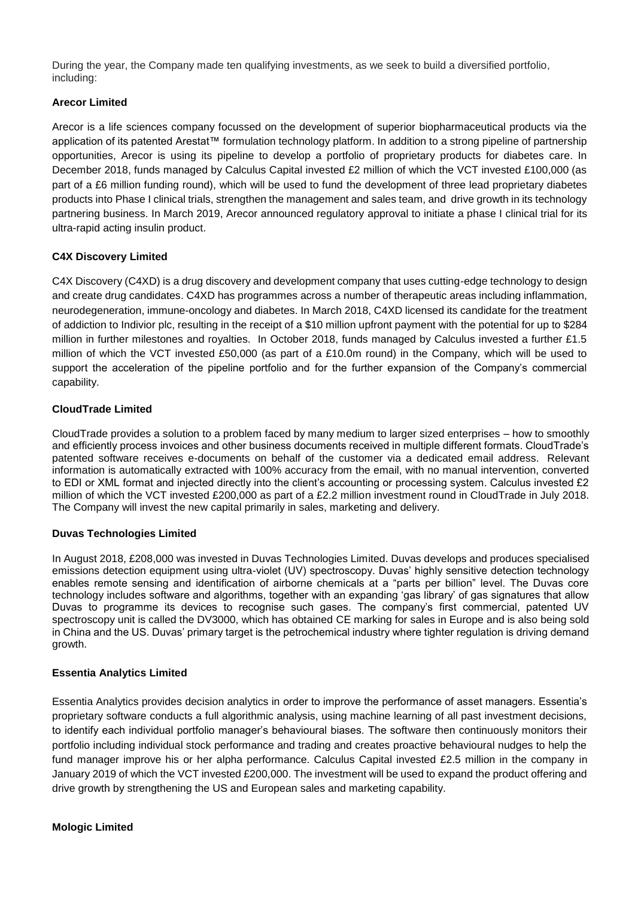During the year, the Company made ten qualifying investments, as we seek to build a diversified portfolio, including:

**Arecor Limited**

Arecor is a life sciences company focussed on the development of superior biopharmaceutical products via the application of its patented Arestat™ formulation technology platform. In addition to a strong pipeline of partnership opportunities, Arecor is using its pipeline to develop a portfolio of proprietary products for diabetes care. In December 2018, funds managed by Calculus Capital invested £2 million of which the VCT invested £100,000 (as part of a £6 million funding round), which will be used to fund the development of three lead proprietary diabetes products into Phase I clinical trials, strengthen the management and sales team, and drive growth in its technology partnering business. In March 2019, Arecor announced regulatory approval to initiate a phase I clinical trial for its ultra-rapid acting insulin product.

**C4X Discovery Limited**

C4X Discovery (C4XD) is a drug discovery and development company that uses cutting-edge technology to design and create drug candidates. C4XD has programmes across a number of therapeutic areas including inflammation, neurodegeneration, immune-oncology and diabetes. In March 2018, C4XD licensed its candidate for the treatment of addiction to Indivior plc, resulting in the receipt of a \$10 million upfront payment with the potential for up to \$284 million in further milestones and royalties. In October 2018, funds managed by Calculus invested a further £1.5 million of which the VCT invested £50,000 (as part of a £10.0m round) in the Company, which will be used to support the acceleration of the pipeline portfolio and for the further expansion of the Company's commercial capability.

**CloudTrade Limited**

CloudTrade provides a solution to a problem faced by many medium to larger sized enterprises – how to smoothly and efficiently process invoices and other business documents received in multiple different formats. CloudTrade's patented software receives e-documents on behalf of the customer via a dedicated email address. Relevant information is automatically extracted with 100% accuracy from the email, with no manual intervention, converted to EDI or XML format and injected directly into the client's accounting or processing system. Calculus invested £2 million of which the VCT invested £200,000 as part of a £2.2 million investment round in CloudTrade in July 2018. The Company will invest the new capital primarily in sales, marketing and delivery.

**Duvas Technologies Limited**

In August 2018, £208,000 was invested in Duvas Technologies Limited. Duvas develops and produces specialised emissions detection equipment using ultra-violet (UV) spectroscopy. Duvas' highly sensitive detection technology enables remote sensing and identification of airborne chemicals at a "parts per billion" level. The Duvas core technology includes software and algorithms, together with an expanding 'gas library' of gas signatures that allow Duvas to programme its devices to recognise such gases. The company's first commercial, patented UV spectroscopy unit is called the DV3000, which has obtained CE marking for sales in Europe and is also being sold in China and the US. Duvas' primary target is the petrochemical industry where tighter regulation is driving demand growth.

**Essentia Analytics Limited**

Essentia Analytics provides decision analytics in order to improve the performance of asset managers. Essentia's proprietary software conducts a full algorithmic analysis, using machine learning of all past investment decisions, to identify each individual portfolio manager's behavioural biases. The software then continuously monitors their portfolio including individual stock performance and trading and creates proactive behavioural nudges to help the fund manager improve his or her alpha performance. Calculus Capital invested £2.5 million in the company in January 2019 of which the VCT invested £200,000. The investment will be used to expand the product offering and drive growth by strengthening the US and European sales and marketing capability.

**Mologic Limited**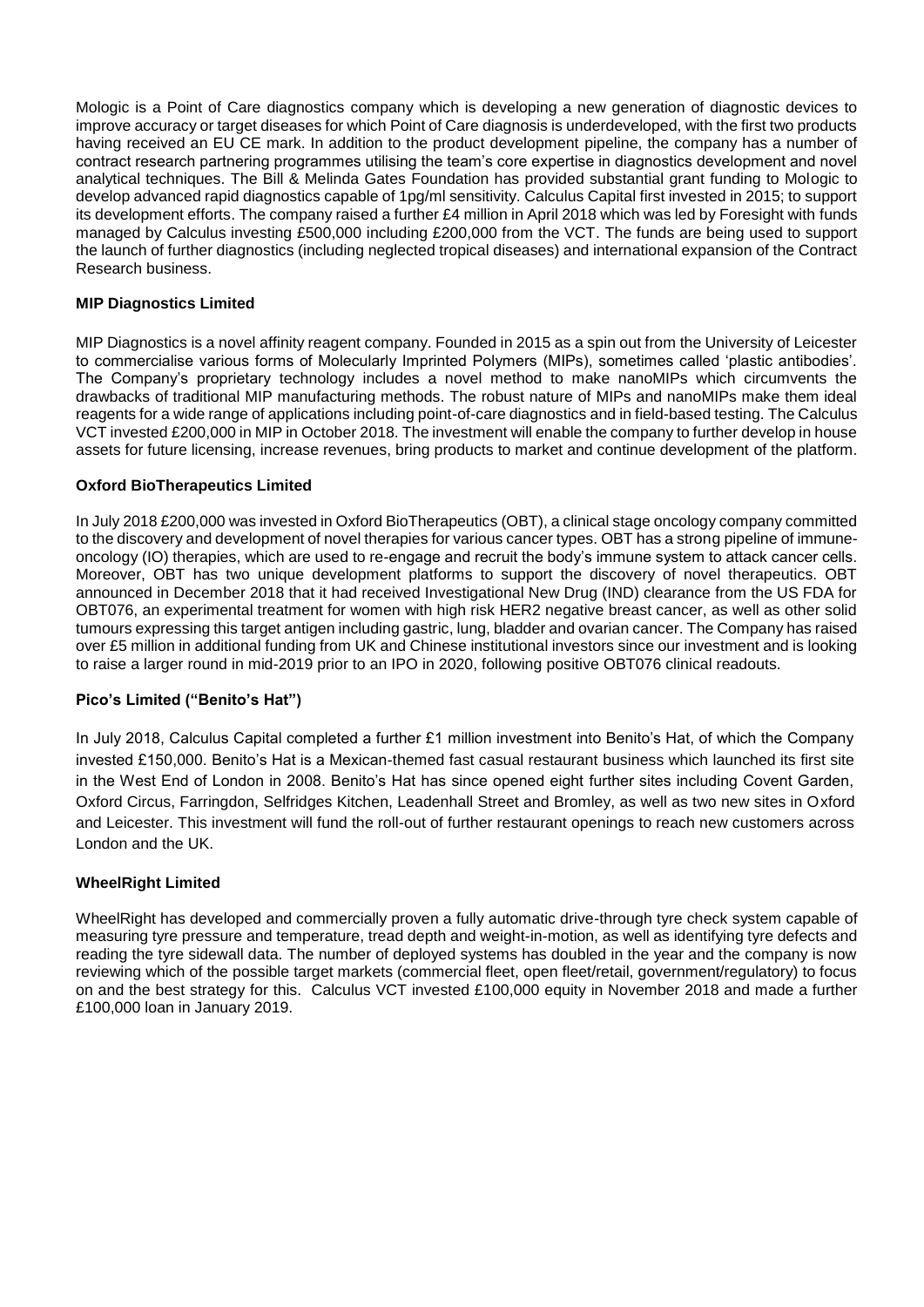Mologic is a Point of Care diagnostics company which is developing a new generation of diagnostic devices to improve accuracy or target diseases for which Point of Care diagnosis is underdeveloped, with the first two products having received an EU CE mark. In addition to the product development pipeline, the company has a number of contract research partnering programmes utilising the team's core expertise in diagnostics development and novel analytical techniques. The Bill & Melinda Gates Foundation has provided substantial grant funding to Mologic to develop advanced rapid diagnostics capable of 1pg/ml sensitivity. Calculus Capital first invested in 2015; to support its development efforts. The company raised a further £4 million in April 2018 which was led by Foresight with funds managed by Calculus investing £500,000 including £200,000 from the VCT. The funds are being used to support the launch of further diagnostics (including neglected tropical diseases) and international expansion of the Contract Research business.

**MIP Diagnostics Limited**

MIP Diagnostics is a novel affinity reagent company. Founded in 2015 as a spin out from the University of Leicester to commercialise various forms of Molecularly Imprinted Polymers (MIPs), sometimes called 'plastic antibodies'. The Company's proprietary technology includes a novel method to make nanoMIPs which circumvents the drawbacks of traditional MIP manufacturing methods. The robust nature of MIPs and nanoMIPs make them ideal reagents for a wide range of applications including point-of-care diagnostics and in field-based testing. The Calculus VCT invested £200,000 in MIP in October 2018. The investment will enable the company to further develop in house assets for future licensing, increase revenues, bring products to market and continue development of the platform.

**Oxford BioTherapeutics Limited**

In July 2018 £200,000 was invested in Oxford BioTherapeutics (OBT), a clinical stage oncology company committed to the discovery and development of novel therapies for various cancer types. OBT has a strong pipeline of immune-oncology (IO) therapies, which are used to re-engage and recruit the body's immune system to attack cancer cells. Moreover, OBT has two unique development platforms to support the discovery of novel therapeutics. OBT announced in December 2018 that it had received Investigational New Drug (IND) clearance from the US FDA for OBT076, an experimental treatment for women with high risk HER2 negative breast cancer, as well as other solid tumours expressing this target antigen including gastric, lung, bladder and ovarian cancer. The Company has raised over £5 million in additional funding from UK and Chinese institutional investors since our investment and is looking to raise a larger round in mid-2019 prior to an IPO in 2020, following positive OBT076 clinical readouts.

**Pico's Limited ("Benito's Hat")**

In July 2018, Calculus Capital completed a further £1 million investment into Benito's Hat, of which the Company invested £150,000. Benito's Hat is a Mexican-themed fast casual restaurant business which launched its first site in the West End of London in 2008. Benito's Hat has since opened eight further sites including Covent Garden, Oxford Circus, Farringdon, Selfridges Kitchen, Leadenhall Street and Bromley, as well as two new sites in Oxford and Leicester. This investment will fund the roll-out of further restaurant openings to reach new customers across London and the UK.

**WheelRight Limited**

WheelRight has developed and commercially proven a fully automatic drive-through tyre check system capable of measuring tyre pressure and temperature, tread depth and weight-in-motion, as well as identifying tyre defects and reading the tyre sidewall data. The number of deployed systems has doubled in the year and the company is now reviewing which of the possible target markets (commercial fleet, open fleet/retail, government/regulatory) to focus on and the best strategy for this. Calculus VCT invested £100,000 equity in November 2018 and made a further £100,000 loan in January 2019.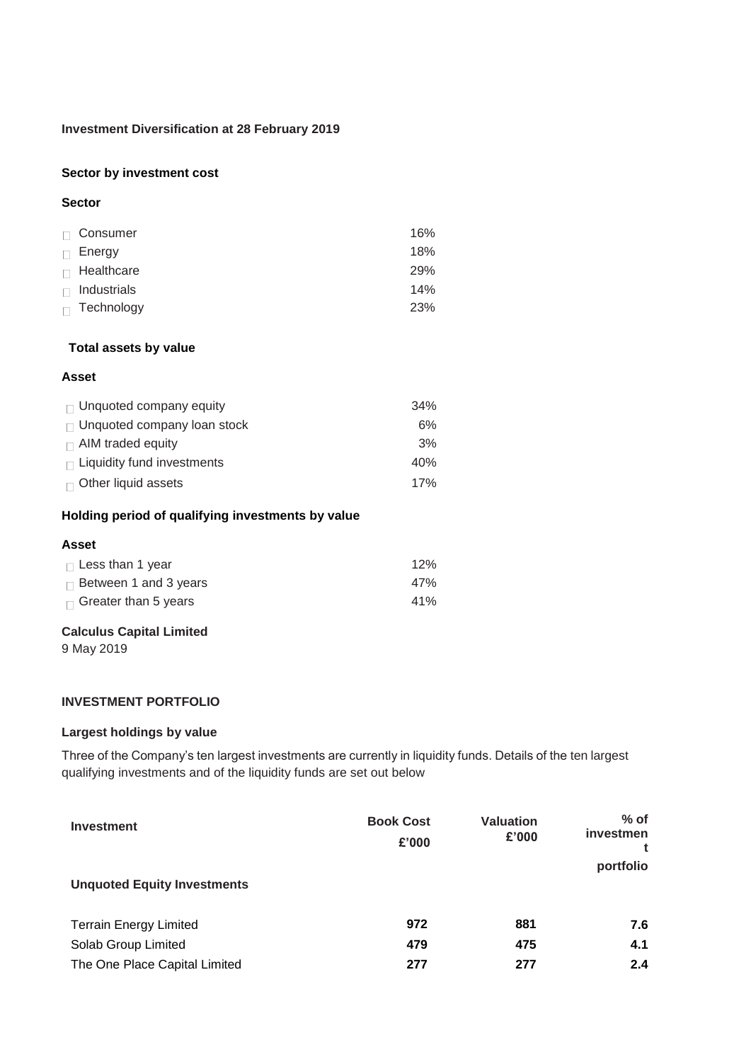**Investment Diversification at 28 February 2019**

**Sector by investment cost**

| **Sector** | |
|---|---|
| Consumer | 16% |
| Energy | 18% |
| Healthcare | 29% |
| Industrials | 14% |
| Technology | 23% |

**Total assets by value**

| **Asset** | |
|---|---|
| Unquoted company equity | 34% |
| Unquoted company loan stock | 6% |
| AIM traded equity | 3% |
| Liquidity fund investments | 40% |
| Other liquid assets | 17% |

**Holding period of qualifying investments by value**

| **Asset** | |
|---|---|
| Less than 1 year | 12% |
| Between 1 and 3 years | 47% |
| Greater than 5 years | 41% |

**Calculus Capital Limited**
9 May 2019

**INVESTMENT PORTFOLIO**

**Largest holdings by value**

Three of the Company's ten largest investments are currently in liquidity funds. Details of the ten largest qualifying investments and of the liquidity funds are set out below

| Investment | Book Cost £'000 | Valuation £'000 | % of investment portfolio |
|---|---|---|---|
| **Unquoted Equity Investments** | | | |
| Terrain Energy Limited | **972** | **881** | **7.6** |
| Solab Group Limited | **479** | **475** | **4.1** |
| The One Place Capital Limited | **277** | **277** | **2.4** |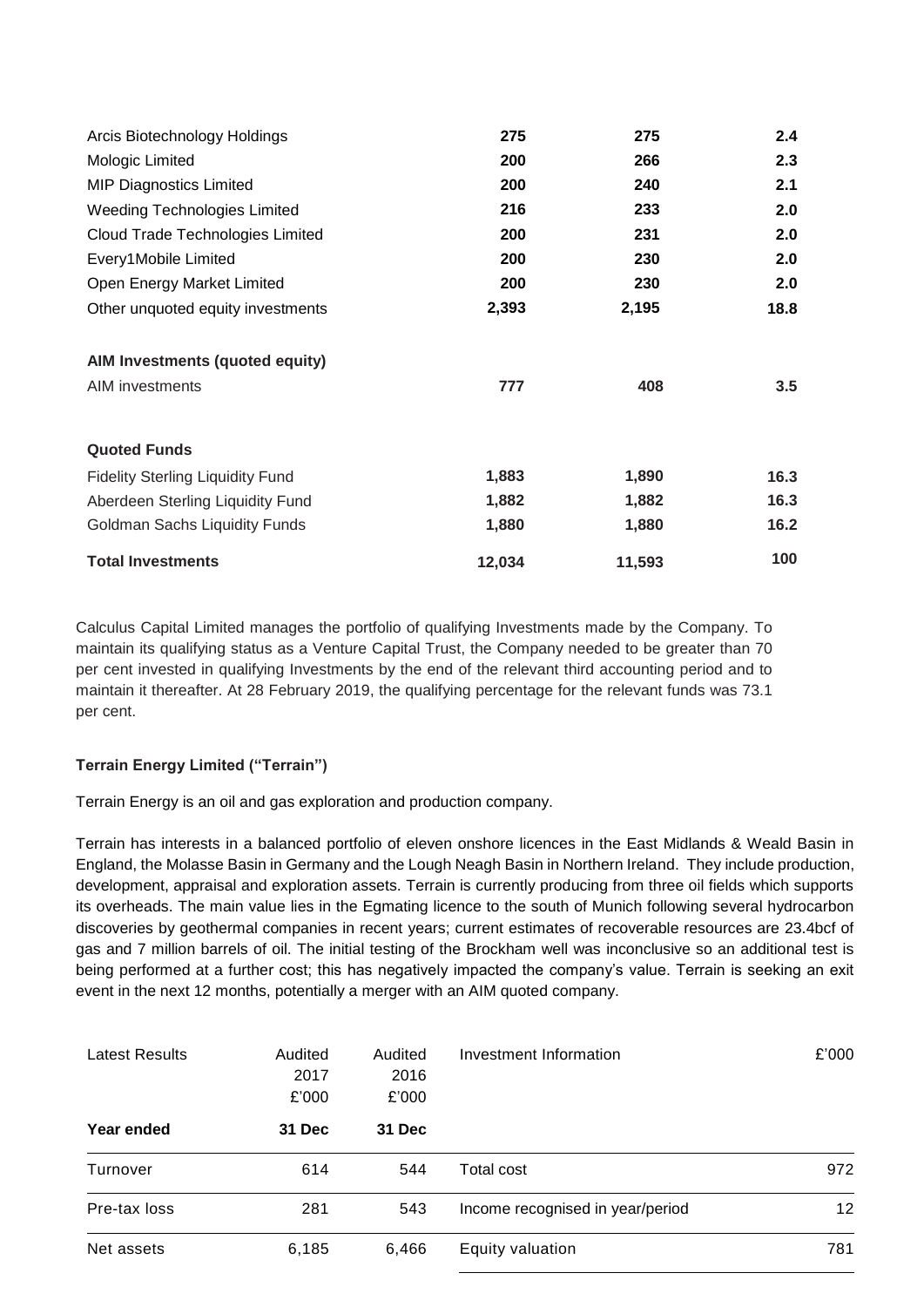| | | | |
|---|---|---|---|
| Arcis Biotechnology Holdings | **275** | **275** | **2.4** |
| Mologic Limited | **200** | **266** | **2.3** |
| MIP Diagnostics Limited | **200** | **240** | **2.1** |
| Weeding Technologies Limited | **216** | **233** | **2.0** |
| Cloud Trade Technologies Limited | **200** | **231** | **2.0** |
| Every1Mobile Limited | **200** | **230** | **2.0** |
| Open Energy Market Limited | **200** | **230** | **2.0** |
| Other unquoted equity investments | **2,393** | **2,195** | **18.8** |
| **AIM Investments (quoted equity)** | | | |
| AIM investments | **777** | **408** | **3.5** |
| **Quoted Funds** | | | |
| Fidelity Sterling Liquidity Fund | **1,883** | **1,890** | **16.3** |
| Aberdeen Sterling Liquidity Fund | **1,882** | **1,882** | **16.3** |
| Goldman Sachs Liquidity Funds | **1,880** | **1,880** | **16.2** |
| **Total Investments** | **12,034** | **11,593** | **100** |

Calculus Capital Limited manages the portfolio of qualifying Investments made by the Company. To maintain its qualifying status as a Venture Capital Trust, the Company needed to be greater than 70 per cent invested in qualifying Investments by the end of the relevant third accounting period and to maintain it thereafter. At 28 February 2019, the qualifying percentage for the relevant funds was 73.1 per cent.

**Terrain Energy Limited ("Terrain")**

Terrain Energy is an oil and gas exploration and production company.

Terrain has interests in a balanced portfolio of eleven onshore licences in the East Midlands & Weald Basin in England, the Molasse Basin in Germany and the Lough Neagh Basin in Northern Ireland. They include production, development, appraisal and exploration assets. Terrain is currently producing from three oil fields which supports its overheads. The main value lies in the Egmating licence to the south of Munich following several hydrocarbon discoveries by geothermal companies in recent years; current estimates of recoverable resources are 23.4bcf of gas and 7 million barrels of oil. The initial testing of the Brockham well was inconclusive so an additional test is being performed at a further cost; this has negatively impacted the company's value. Terrain is seeking an exit event in the next 12 months, potentially a merger with an AIM quoted company.

| Latest Results | Audited 2017 £'000 | Audited 2016 £'000 | Investment Information | £'000 |
|---|---|---|---|---|
| **Year ended** | **31 Dec** | **31 Dec** | | |
| Turnover | 614 | 544 | Total cost | 972 |
| Pre-tax loss | 281 | 543 | Income recognised in year/period | 12 |
| Net assets | 6,185 | 6,466 | Equity valuation | 781 |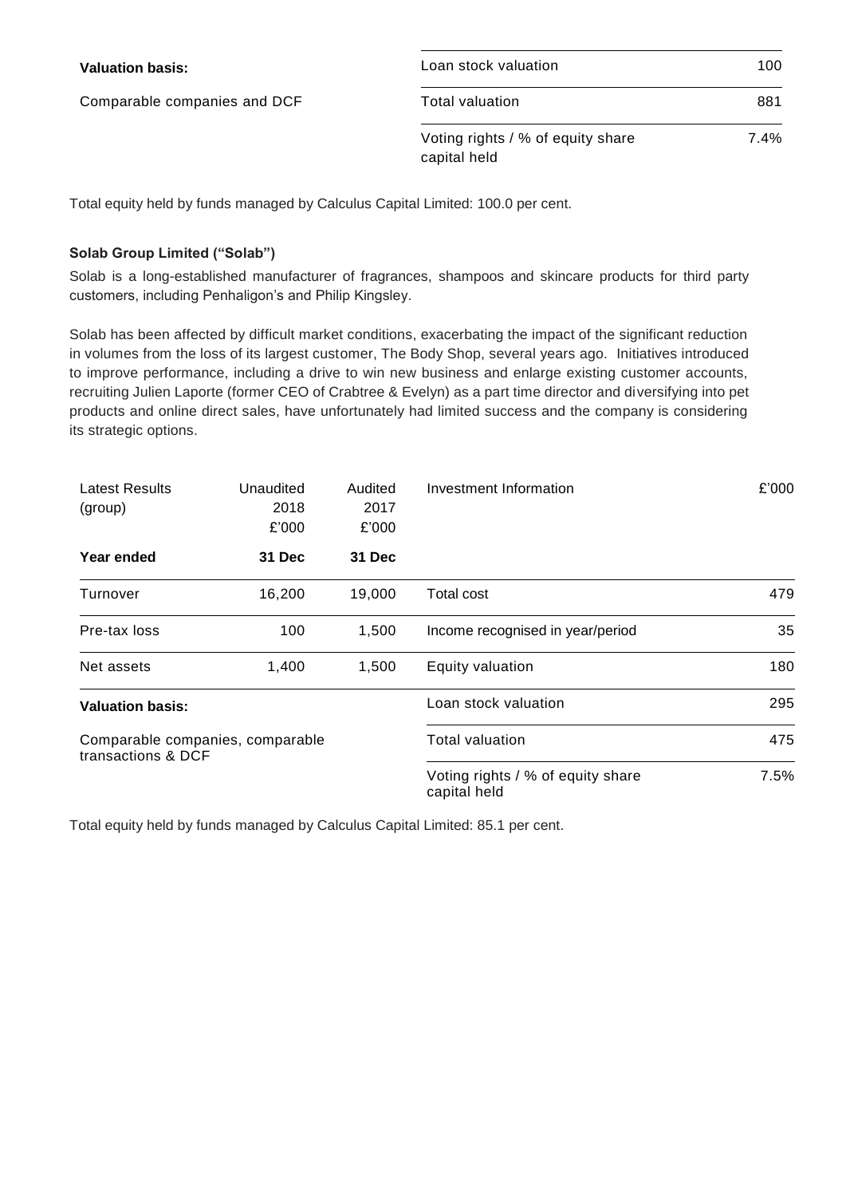| Valuation basis: | | |
|---|---|---|
| Comparable companies and DCF | Loan stock valuation | 100 |
| | Total valuation | 881 |
| | Voting rights / % of equity share capital held | 7.4% |

Total equity held by funds managed by Calculus Capital Limited: 100.0 per cent.

**Solab Group Limited ("Solab")**

Solab is a long-established manufacturer of fragrances, shampoos and skincare products for third party customers, including Penhaligon's and Philip Kingsley.

Solab has been affected by difficult market conditions, exacerbating the impact of the significant reduction in volumes from the loss of its largest customer, The Body Shop, several years ago. Initiatives introduced to improve performance, including a drive to win new business and enlarge existing customer accounts, recruiting Julien Laporte (former CEO of Crabtree & Evelyn) as a part time director and diversifying into pet products and online direct sales, have unfortunately had limited success and the company is considering its strategic options.

| Latest Results (group) | Unaudited 2018 £'000 | Audited 2017 £'000 | Investment Information | £'000 |
|---|---|---|---|---|
| **Year ended** | **31 Dec** | **31 Dec** | | |
| Turnover | 16,200 | 19,000 | Total cost | 479 |
| Pre-tax loss | 100 | 1,500 | Income recognised in year/period | 35 |
| Net assets | 1,400 | 1,500 | Equity valuation | 180 |
| **Valuation basis:** | | | Loan stock valuation | 295 |
| Comparable companies, comparable transactions & DCF | | | Total valuation | 475 |
| | | | Voting rights / % of equity share capital held | 7.5% |

Total equity held by funds managed by Calculus Capital Limited: 85.1 per cent.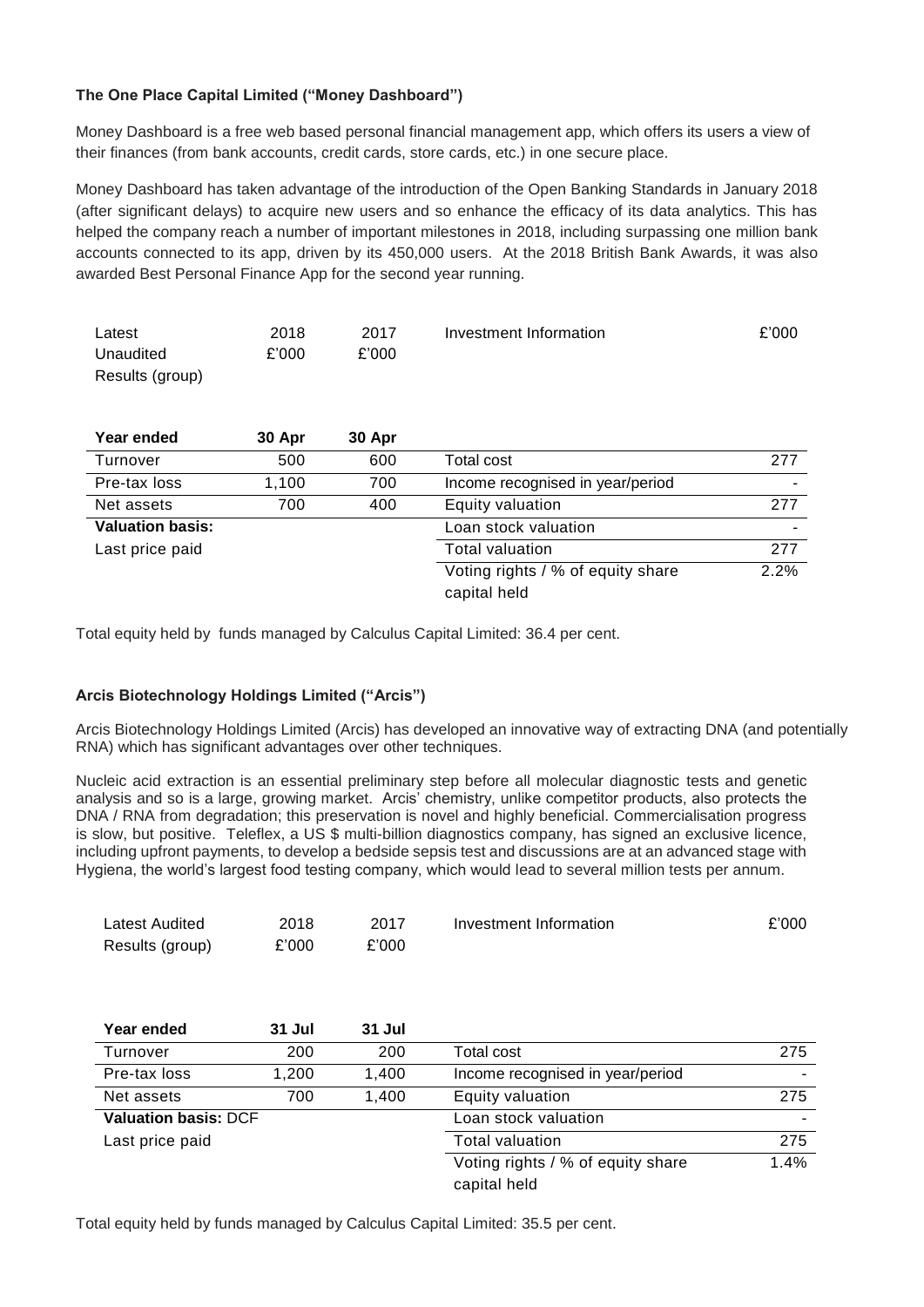**The One Place Capital Limited ("Money Dashboard")**

Money Dashboard is a free web based personal financial management app, which offers its users a view of their finances (from bank accounts, credit cards, store cards, etc.) in one secure place.

Money Dashboard has taken advantage of the introduction of the Open Banking Standards in January 2018 (after significant delays) to acquire new users and so enhance the efficacy of its data analytics. This has helped the company reach a number of important milestones in 2018, including surpassing one million bank accounts connected to its app, driven by its 450,000 users. At the 2018 British Bank Awards, it was also awarded Best Personal Finance App for the second year running.

| Latest Unaudited Results (group) | 2018 £'000 | 2017 £'000 | Investment Information | £'000 |
|---|---|---|---|---|
| **Year ended** | **30 Apr** | **30 Apr** | | |
| Turnover | 500 | 600 | Total cost | 277 |
| Pre-tax loss | 1,100 | 700 | Income recognised in year/period | - |
| Net assets | 700 | 400 | Equity valuation | 277 |
| **Valuation basis:** | | | Loan stock valuation | - |
| Last price paid | | | Total valuation | 277 |
| | | | Voting rights / % of equity share capital held | 2.2% |

Total equity held by funds managed by Calculus Capital Limited: 36.4 per cent.

**Arcis Biotechnology Holdings Limited ("Arcis")**

Arcis Biotechnology Holdings Limited (Arcis) has developed an innovative way of extracting DNA (and potentially RNA) which has significant advantages over other techniques.

Nucleic acid extraction is an essential preliminary step before all molecular diagnostic tests and genetic analysis and so is a large, growing market. Arcis' chemistry, unlike competitor products, also protects the DNA / RNA from degradation; this preservation is novel and highly beneficial. Commercialisation progress is slow, but positive. Teleflex, a US $ multi-billion diagnostics company, has signed an exclusive licence, including upfront payments, to develop a bedside sepsis test and discussions are at an advanced stage with Hygiena, the world's largest food testing company, which would lead to several million tests per annum.

| Latest Audited Results (group) | 2018 £'000 | 2017 £'000 | Investment Information | £'000 |
|---|---|---|---|---|
| **Year ended** | **31 Jul** | **31 Jul** | | |
| Turnover | 200 | 200 | Total cost | 275 |
| Pre-tax loss | 1,200 | 1,400 | Income recognised in year/period | - |
| Net assets | 700 | 1,400 | Equity valuation | 275 |
| **Valuation basis:** DCF | | | Loan stock valuation | - |
| Last price paid | | | Total valuation | 275 |
| | | | Voting rights / % of equity share capital held | 1.4% |

Total equity held by funds managed by Calculus Capital Limited: 35.5 per cent.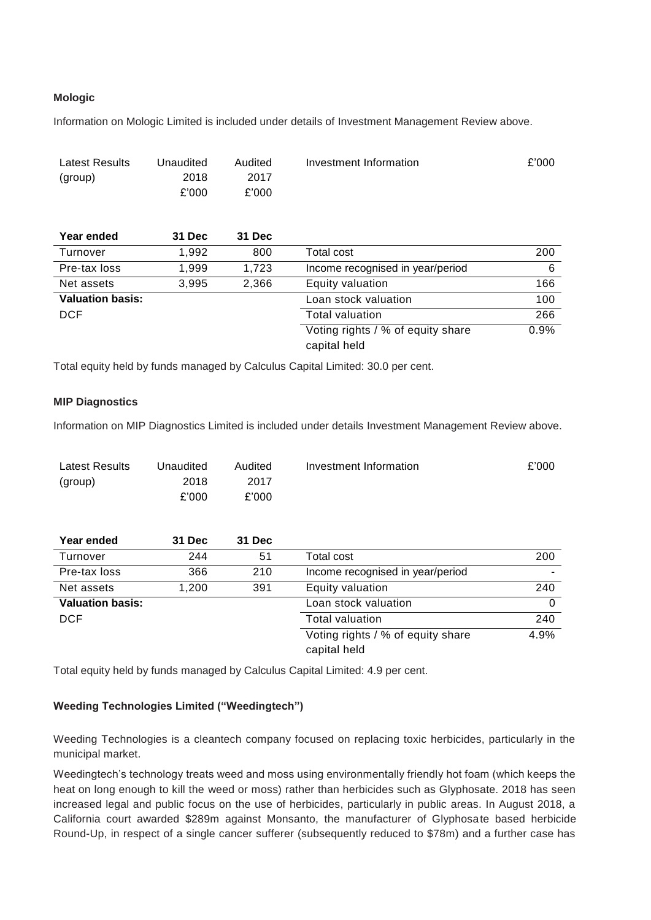### Mologic

Information on Mologic Limited is included under details of Investment Management Review above.

| Latest Results (group) | Unaudited 2018 £'000 | Audited 2017 £'000 | Investment Information | £'000 |
|---|---|---|---|---|
| **Year ended** | **31 Dec** | **31 Dec** | | |
| Turnover | 1,992 | 800 | Total cost | 200 |
| Pre-tax loss | 1,999 | 1,723 | Income recognised in year/period | 6 |
| Net assets | 3,995 | 2,366 | Equity valuation | 166 |
| **Valuation basis:** | | | Loan stock valuation | 100 |
| DCF | | | Total valuation | 266 |
| | | | Voting rights / % of equity share capital held | 0.9% |

Total equity held by funds managed by Calculus Capital Limited: 30.0 per cent.

### MIP Diagnostics

Information on MIP Diagnostics Limited is included under details Investment Management Review above.

| Latest Results (group) | Unaudited 2018 £'000 | Audited 2017 £'000 | Investment Information | £'000 |
|---|---|---|---|---|
| **Year ended** | **31 Dec** | **31 Dec** | | |
| Turnover | 244 | 51 | Total cost | 200 |
| Pre-tax loss | 366 | 210 | Income recognised in year/period | - |
| Net assets | 1,200 | 391 | Equity valuation | 240 |
| **Valuation basis:** | | | Loan stock valuation | 0 |
| DCF | | | Total valuation | 240 |
| | | | Voting rights / % of equity share capital held | 4.9% |

Total equity held by funds managed by Calculus Capital Limited: 4.9 per cent.

### Weeding Technologies Limited ("Weedingtech")

Weeding Technologies is a cleantech company focused on replacing toxic herbicides, particularly in the municipal market.

Weedingtech's technology treats weed and moss using environmentally friendly hot foam (which keeps the heat on long enough to kill the weed or moss) rather than herbicides such as Glyphosate. 2018 has seen increased legal and public focus on the use of herbicides, particularly in public areas. In August 2018, a California court awarded $289m against Monsanto, the manufacturer of Glyphosate based herbicide Round-Up, in respect of a single cancer sufferer (subsequently reduced to $78m) and a further case has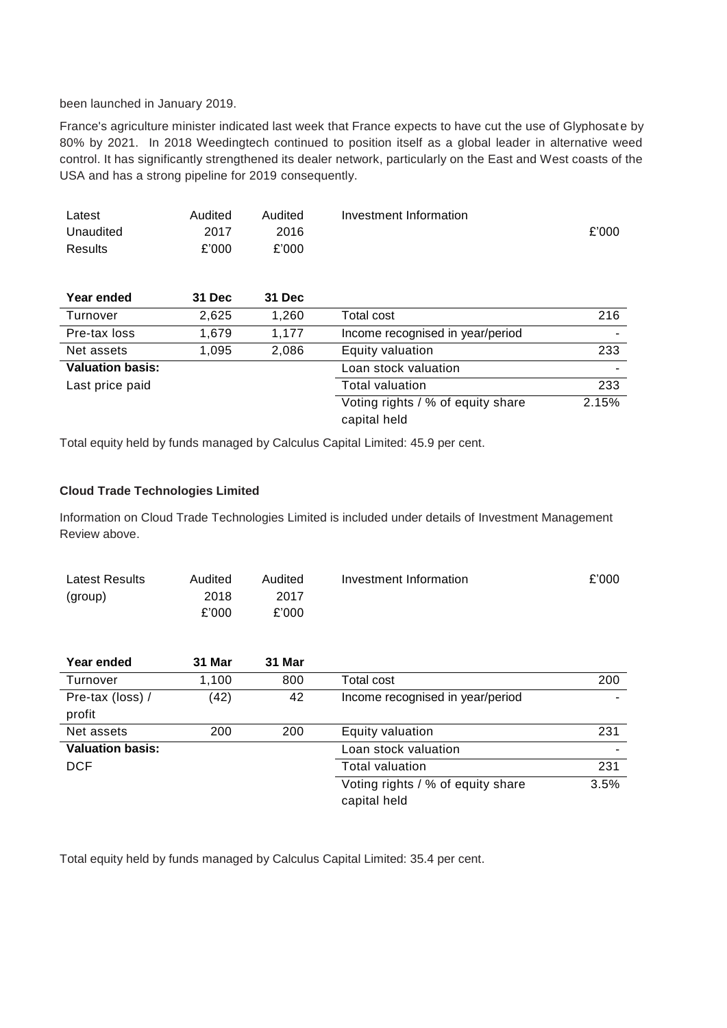been launched in January 2019.

France's agriculture minister indicated last week that France expects to have cut the use of Glyphosate by 80% by 2021. In 2018 Weedingtech continued to position itself as a global leader in alternative weed control. It has significantly strengthened its dealer network, particularly on the East and West coasts of the USA and has a strong pipeline for 2019 consequently.

| Latest Unaudited Results | Audited 2017 £'000 | Audited 2016 £'000 | Investment Information | £'000 |
|---|---|---|---|---|
| **Year ended** | **31 Dec** | **31 Dec** | | |
| Turnover | 2,625 | 1,260 | Total cost | 216 |
| Pre-tax loss | 1,679 | 1,177 | Income recognised in year/period | - |
| Net assets | 1,095 | 2,086 | Equity valuation | 233 |
| **Valuation basis:** | | | Loan stock valuation | - |
| Last price paid | | | Total valuation | 233 |
| | | | Voting rights / % of equity share capital held | 2.15% |

Total equity held by funds managed by Calculus Capital Limited: 45.9 per cent.

**Cloud Trade Technologies Limited**

Information on Cloud Trade Technologies Limited is included under details of Investment Management Review above.

| Latest Results (group) | Audited 2018 £'000 | Audited 2017 £'000 | Investment Information | £'000 |
|---|---|---|---|---|
| **Year ended** | **31 Mar** | **31 Mar** | | |
| Turnover | 1,100 | 800 | Total cost | 200 |
| Pre-tax (loss) / profit | (42) | 42 | Income recognised in year/period | - |
| Net assets | 200 | 200 | Equity valuation | 231 |
| **Valuation basis:** | | | Loan stock valuation | - |
| DCF | | | Total valuation | 231 |
| | | | Voting rights / % of equity share capital held | 3.5% |

Total equity held by funds managed by Calculus Capital Limited: 35.4 per cent.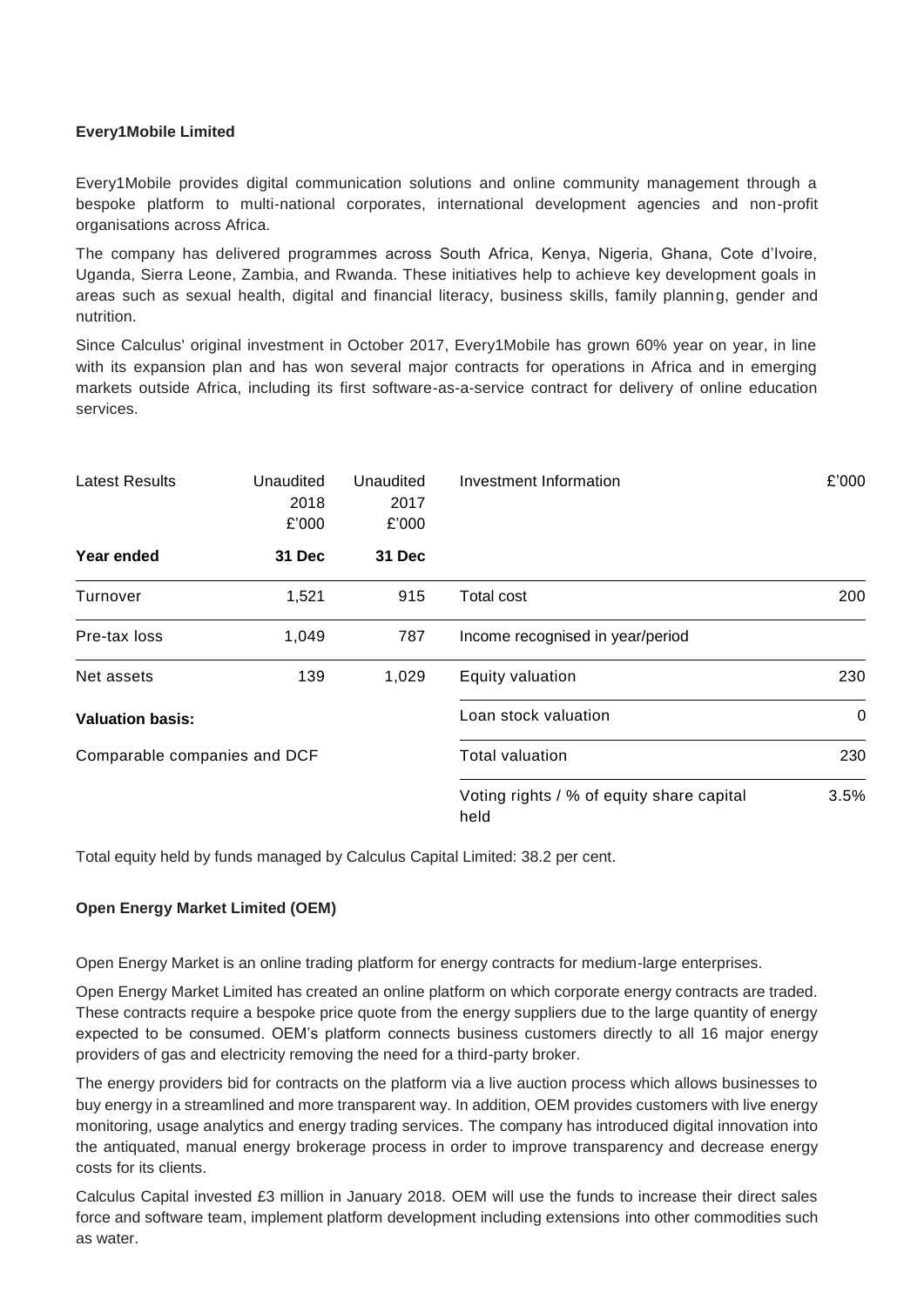**Every1Mobile Limited**

Every1Mobile provides digital communication solutions and online community management through a bespoke platform to multi-national corporates, international development agencies and non-profit organisations across Africa.

The company has delivered programmes across South Africa, Kenya, Nigeria, Ghana, Cote d'Ivoire, Uganda, Sierra Leone, Zambia, and Rwanda. These initiatives help to achieve key development goals in areas such as sexual health, digital and financial literacy, business skills, family planning, gender and nutrition.

Since Calculus' original investment in October 2017, Every1Mobile has grown 60% year on year, in line with its expansion plan and has won several major contracts for operations in Africa and in emerging markets outside Africa, including its first software-as-a-service contract for delivery of online education services.

| Latest Results | Unaudited 2018 £'000 | Unaudited 2017 £'000 | Investment Information | £'000 |
|---|---|---|---|---|
| **Year ended** | **31 Dec** | **31 Dec** | | |
| Turnover | 1,521 | 915 | Total cost | 200 |
| Pre-tax loss | 1,049 | 787 | Income recognised in year/period | |
| Net assets | 139 | 1,029 | Equity valuation | 230 |
| **Valuation basis:** | | | Loan stock valuation | 0 |
| Comparable companies and DCF | | | Total valuation | 230 |
| | | | Voting rights / % of equity share capital held | 3.5% |

Total equity held by funds managed by Calculus Capital Limited: 38.2 per cent.

**Open Energy Market Limited (OEM)**

Open Energy Market is an online trading platform for energy contracts for medium-large enterprises.

Open Energy Market Limited has created an online platform on which corporate energy contracts are traded. These contracts require a bespoke price quote from the energy suppliers due to the large quantity of energy expected to be consumed. OEM's platform connects business customers directly to all 16 major energy providers of gas and electricity removing the need for a third-party broker.

The energy providers bid for contracts on the platform via a live auction process which allows businesses to buy energy in a streamlined and more transparent way. In addition, OEM provides customers with live energy monitoring, usage analytics and energy trading services. The company has introduced digital innovation into the antiquated, manual energy brokerage process in order to improve transparency and decrease energy costs for its clients.

Calculus Capital invested £3 million in January 2018. OEM will use the funds to increase their direct sales force and software team, implement platform development including extensions into other commodities such as water.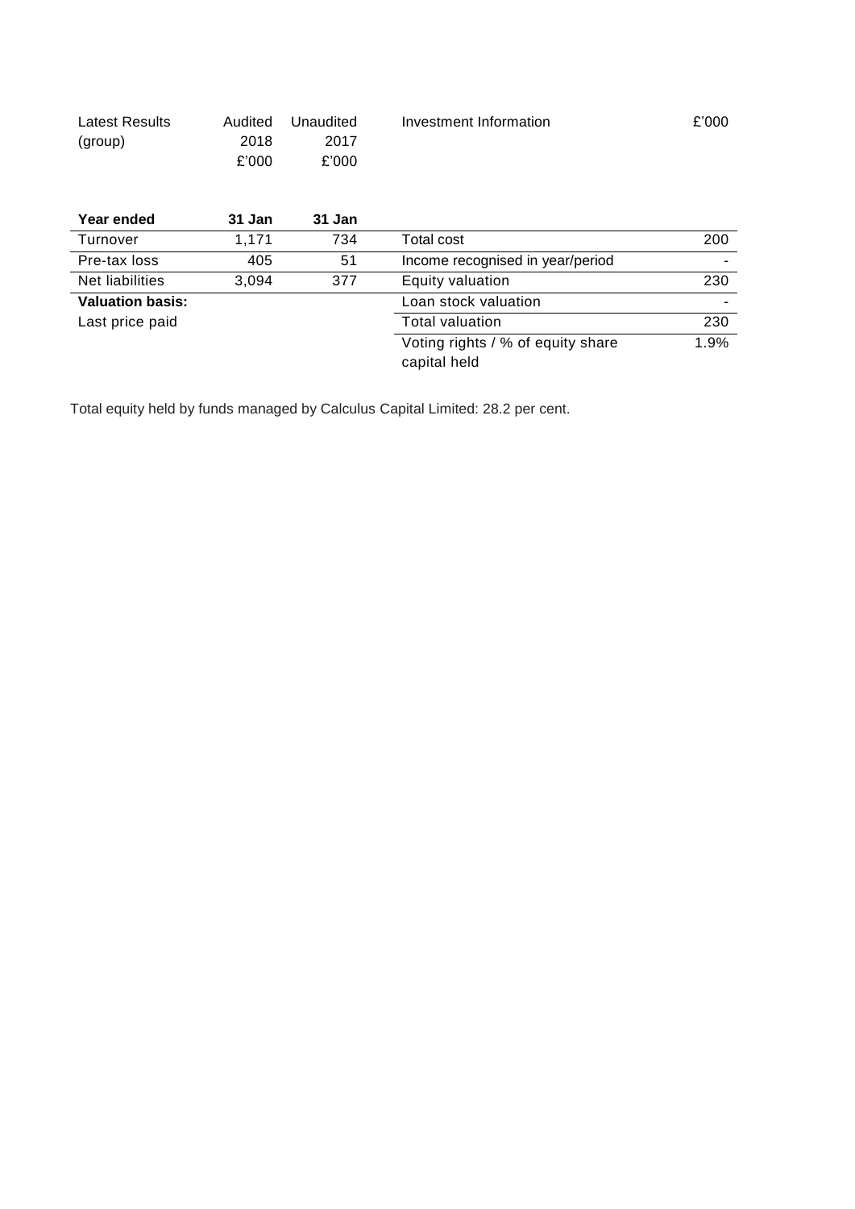| Latest Results (group) | Audited 2018 £'000 | Unaudited 2017 £'000 | Investment Information | £'000 |
|---|---|---|---|---|
| **Year ended** | **31 Jan** | **31 Jan** | | |
| Turnover | 1,171 | 734 | Total cost | 200 |
| Pre-tax loss | 405 | 51 | Income recognised in year/period | - |
| Net liabilities | 3,094 | 377 | Equity valuation | 230 |
| **Valuation basis:** | | | Loan stock valuation | - |
| Last price paid | | | Total valuation | 230 |
| | | | Voting rights / % of equity share capital held | 1.9% |

Total equity held by funds managed by Calculus Capital Limited: 28.2 per cent.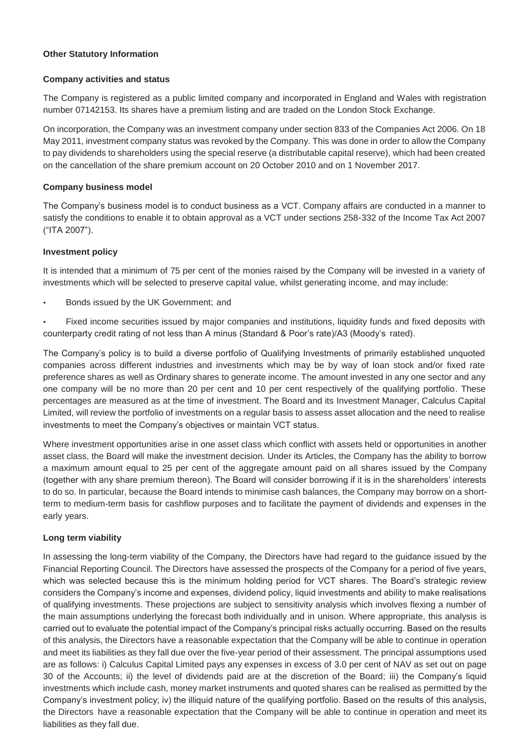## Other Statutory Information

### Company activities and status

The Company is registered as a public limited company and incorporated in England and Wales with registration number 07142153. Its shares have a premium listing and are traded on the London Stock Exchange.

On incorporation, the Company was an investment company under section 833 of the Companies Act 2006. On 18 May 2011, investment company status was revoked by the Company. This was done in order to allow the Company to pay dividends to shareholders using the special reserve (a distributable capital reserve), which had been created on the cancellation of the share premium account on 20 October 2010 and on 1 November 2017.

### Company business model

The Company's business model is to conduct business as a VCT. Company affairs are conducted in a manner to satisfy the conditions to enable it to obtain approval as a VCT under sections 258-332 of the Income Tax Act 2007 ("ITA 2007").

### Investment policy

It is intended that a minimum of 75 per cent of the monies raised by the Company will be invested in a variety of investments which will be selected to preserve capital value, whilst generating income, and may include:

- Bonds issued by the UK Government; and
- Fixed income securities issued by major companies and institutions, liquidity funds and fixed deposits with counterparty credit rating of not less than A minus (Standard & Poor's rate)/A3 (Moody's rated).

The Company's policy is to build a diverse portfolio of Qualifying Investments of primarily established unquoted companies across different industries and investments which may be by way of loan stock and/or fixed rate preference shares as well as Ordinary shares to generate income. The amount invested in any one sector and any one company will be no more than 20 per cent and 10 per cent respectively of the qualifying portfolio. These percentages are measured as at the time of investment. The Board and its Investment Manager, Calculus Capital Limited, will review the portfolio of investments on a regular basis to assess asset allocation and the need to realise investments to meet the Company's objectives or maintain VCT status.

Where investment opportunities arise in one asset class which conflict with assets held or opportunities in another asset class, the Board will make the investment decision. Under its Articles, the Company has the ability to borrow a maximum amount equal to 25 per cent of the aggregate amount paid on all shares issued by the Company (together with any share premium thereon). The Board will consider borrowing if it is in the shareholders' interests to do so. In particular, because the Board intends to minimise cash balances, the Company may borrow on a short-term to medium-term basis for cashflow purposes and to facilitate the payment of dividends and expenses in the early years.

### Long term viability

In assessing the long-term viability of the Company, the Directors have had regard to the guidance issued by the Financial Reporting Council. The Directors have assessed the prospects of the Company for a period of five years, which was selected because this is the minimum holding period for VCT shares. The Board's strategic review considers the Company's income and expenses, dividend policy, liquid investments and ability to make realisations of qualifying investments. These projections are subject to sensitivity analysis which involves flexing a number of the main assumptions underlying the forecast both individually and in unison. Where appropriate, this analysis is carried out to evaluate the potential impact of the Company's principal risks actually occurring. Based on the results of this analysis, the Directors have a reasonable expectation that the Company will be able to continue in operation and meet its liabilities as they fall due over the five-year period of their assessment. The principal assumptions used are as follows: i) Calculus Capital Limited pays any expenses in excess of 3.0 per cent of NAV as set out on page 30 of the Accounts; ii) the level of dividends paid are at the discretion of the Board; iii) the Company's liquid investments which include cash, money market instruments and quoted shares can be realised as permitted by the Company's investment policy; iv) the illiquid nature of the qualifying portfolio. Based on the results of this analysis, the Directors have a reasonable expectation that the Company will be able to continue in operation and meet its liabilities as they fall due.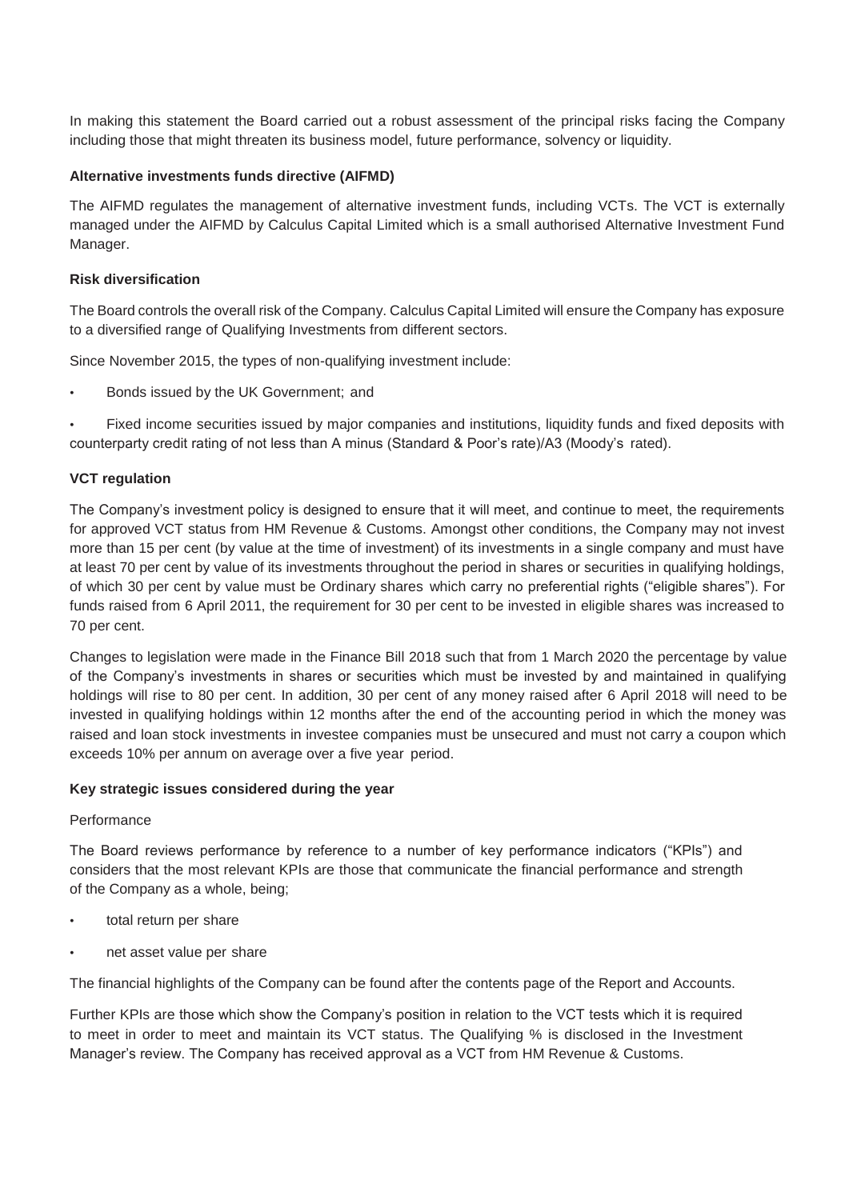In making this statement the Board carried out a robust assessment of the principal risks facing the Company including those that might threaten its business model, future performance, solvency or liquidity.

**Alternative investments funds directive (AIFMD)**

The AIFMD regulates the management of alternative investment funds, including VCTs. The VCT is externally managed under the AIFMD by Calculus Capital Limited which is a small authorised Alternative Investment Fund Manager.

**Risk diversification**

The Board controls the overall risk of the Company. Calculus Capital Limited will ensure the Company has exposure to a diversified range of Qualifying Investments from different sectors.

Since November 2015, the types of non-qualifying investment include:

- Bonds issued by the UK Government; and
- Fixed income securities issued by major companies and institutions, liquidity funds and fixed deposits with counterparty credit rating of not less than A minus (Standard & Poor's rate)/A3 (Moody's rated).

**VCT regulation**

The Company's investment policy is designed to ensure that it will meet, and continue to meet, the requirements for approved VCT status from HM Revenue & Customs. Amongst other conditions, the Company may not invest more than 15 per cent (by value at the time of investment) of its investments in a single company and must have at least 70 per cent by value of its investments throughout the period in shares or securities in qualifying holdings, of which 30 per cent by value must be Ordinary shares which carry no preferential rights ("eligible shares"). For funds raised from 6 April 2011, the requirement for 30 per cent to be invested in eligible shares was increased to 70 per cent.

Changes to legislation were made in the Finance Bill 2018 such that from 1 March 2020 the percentage by value of the Company's investments in shares or securities which must be invested by and maintained in qualifying holdings will rise to 80 per cent. In addition, 30 per cent of any money raised after 6 April 2018 will need to be invested in qualifying holdings within 12 months after the end of the accounting period in which the money was raised and loan stock investments in investee companies must be unsecured and must not carry a coupon which exceeds 10% per annum on average over a five year period.

**Key strategic issues considered during the year**

Performance

The Board reviews performance by reference to a number of key performance indicators ("KPIs") and considers that the most relevant KPIs are those that communicate the financial performance and strength of the Company as a whole, being;

- total return per share
- net asset value per share

The financial highlights of the Company can be found after the contents page of the Report and Accounts.

Further KPIs are those which show the Company's position in relation to the VCT tests which it is required to meet in order to meet and maintain its VCT status. The Qualifying % is disclosed in the Investment Manager's review. The Company has received approval as a VCT from HM Revenue & Customs.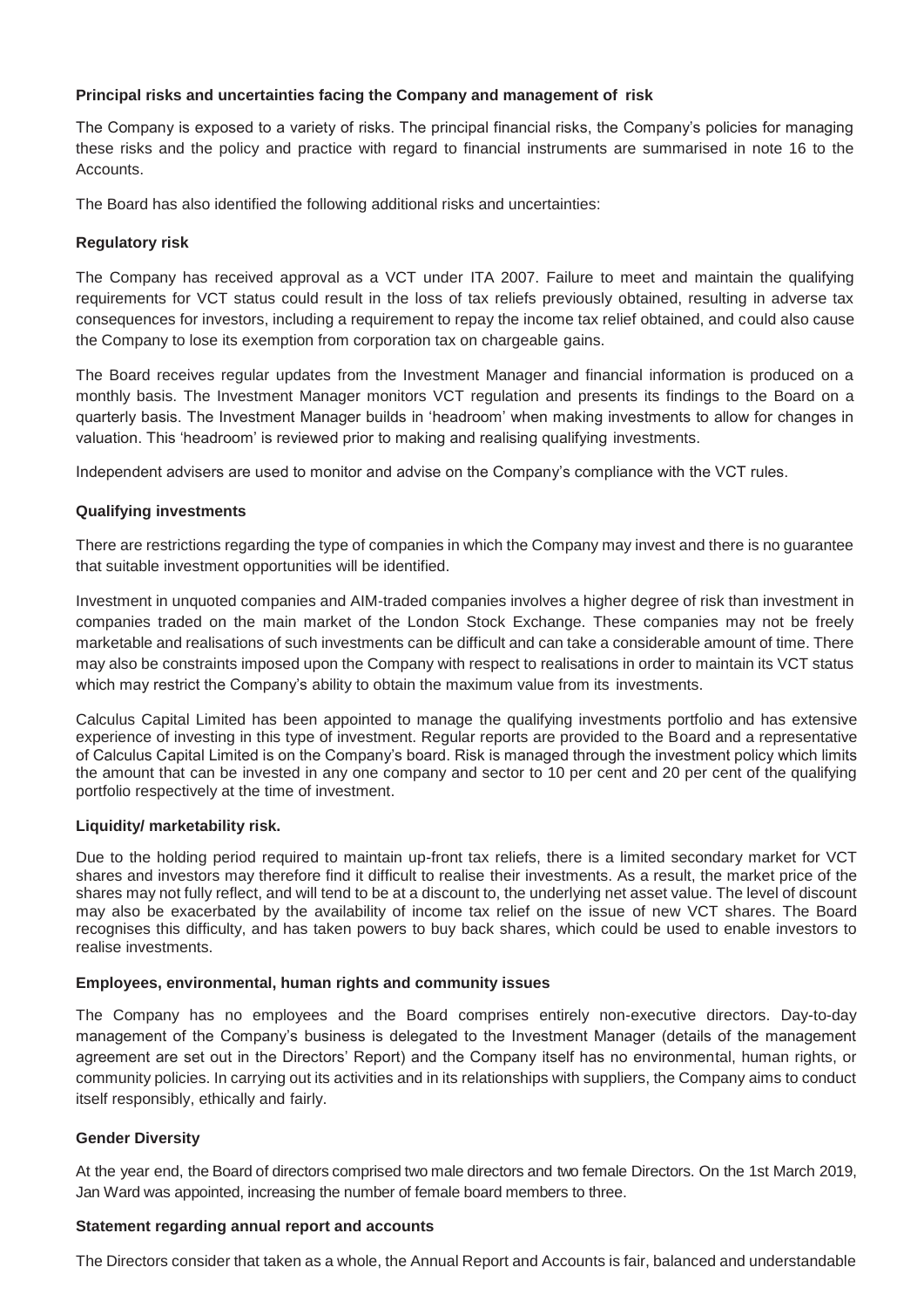**Principal risks and uncertainties facing the Company and management of risk**

The Company is exposed to a variety of risks. The principal financial risks, the Company's policies for managing these risks and the policy and practice with regard to financial instruments are summarised in note 16 to the Accounts.

The Board has also identified the following additional risks and uncertainties:

**Regulatory risk**

The Company has received approval as a VCT under ITA 2007. Failure to meet and maintain the qualifying requirements for VCT status could result in the loss of tax reliefs previously obtained, resulting in adverse tax consequences for investors, including a requirement to repay the income tax relief obtained, and could also cause the Company to lose its exemption from corporation tax on chargeable gains.

The Board receives regular updates from the Investment Manager and financial information is produced on a monthly basis. The Investment Manager monitors VCT regulation and presents its findings to the Board on a quarterly basis. The Investment Manager builds in 'headroom' when making investments to allow for changes in valuation. This 'headroom' is reviewed prior to making and realising qualifying investments.

Independent advisers are used to monitor and advise on the Company's compliance with the VCT rules.

**Qualifying investments**

There are restrictions regarding the type of companies in which the Company may invest and there is no guarantee that suitable investment opportunities will be identified.

Investment in unquoted companies and AIM-traded companies involves a higher degree of risk than investment in companies traded on the main market of the London Stock Exchange. These companies may not be freely marketable and realisations of such investments can be difficult and can take a considerable amount of time. There may also be constraints imposed upon the Company with respect to realisations in order to maintain its VCT status which may restrict the Company's ability to obtain the maximum value from its investments.

Calculus Capital Limited has been appointed to manage the qualifying investments portfolio and has extensive experience of investing in this type of investment. Regular reports are provided to the Board and a representative of Calculus Capital Limited is on the Company's board. Risk is managed through the investment policy which limits the amount that can be invested in any one company and sector to 10 per cent and 20 per cent of the qualifying portfolio respectively at the time of investment.

**Liquidity/ marketability risk.**

Due to the holding period required to maintain up-front tax reliefs, there is a limited secondary market for VCT shares and investors may therefore find it difficult to realise their investments. As a result, the market price of the shares may not fully reflect, and will tend to be at a discount to, the underlying net asset value. The level of discount may also be exacerbated by the availability of income tax relief on the issue of new VCT shares. The Board recognises this difficulty, and has taken powers to buy back shares, which could be used to enable investors to realise investments.

**Employees, environmental, human rights and community issues**

The Company has no employees and the Board comprises entirely non-executive directors. Day-to-day management of the Company's business is delegated to the Investment Manager (details of the management agreement are set out in the Directors' Report) and the Company itself has no environmental, human rights, or community policies. In carrying out its activities and in its relationships with suppliers, the Company aims to conduct itself responsibly, ethically and fairly.

**Gender Diversity**

At the year end, the Board of directors comprised two male directors and two female Directors. On the 1st March 2019, Jan Ward was appointed, increasing the number of female board members to three.

**Statement regarding annual report and accounts**

The Directors consider that taken as a whole, the Annual Report and Accounts is fair, balanced and understandable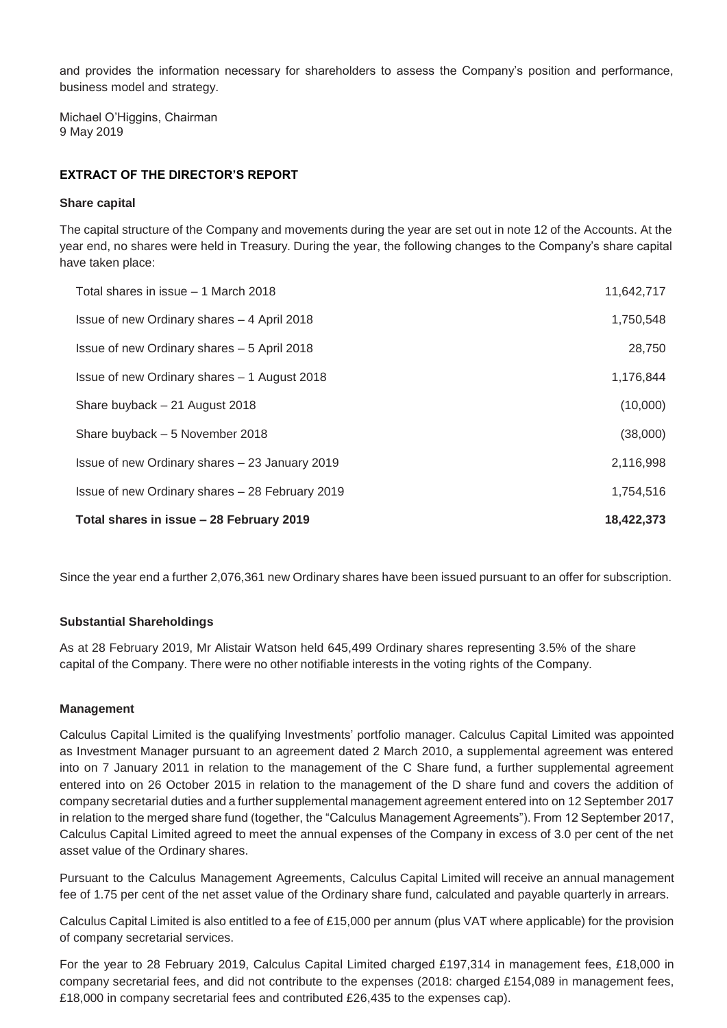and provides the information necessary for shareholders to assess the Company's position and performance, business model and strategy.

Michael O'Higgins, Chairman
9 May 2019

## EXTRACT OF THE DIRECTOR'S REPORT

### Share capital

The capital structure of the Company and movements during the year are set out in note 12 of the Accounts. At the year end, no shares were held in Treasury. During the year, the following changes to the Company's share capital have taken place:

| | |
|---|---:|
| Total shares in issue – 1 March 2018 | 11,642,717 |
| Issue of new Ordinary shares – 4 April 2018 | 1,750,548 |
| Issue of new Ordinary shares – 5 April 2018 | 28,750 |
| Issue of new Ordinary shares – 1 August 2018 | 1,176,844 |
| Share buyback – 21 August 2018 | (10,000) |
| Share buyback – 5 November 2018 | (38,000) |
| Issue of new Ordinary shares – 23 January 2019 | 2,116,998 |
| Issue of new Ordinary shares – 28 February 2019 | 1,754,516 |
| **Total shares in issue – 28 February 2019** | **18,422,373** |

Since the year end a further 2,076,361 new Ordinary shares have been issued pursuant to an offer for subscription.

### Substantial Shareholdings

As at 28 February 2019, Mr Alistair Watson held 645,499 Ordinary shares representing 3.5% of the share capital of the Company. There were no other notifiable interests in the voting rights of the Company.

### Management

Calculus Capital Limited is the qualifying Investments' portfolio manager. Calculus Capital Limited was appointed as Investment Manager pursuant to an agreement dated 2 March 2010, a supplemental agreement was entered into on 7 January 2011 in relation to the management of the C Share fund, a further supplemental agreement entered into on 26 October 2015 in relation to the management of the D share fund and covers the addition of company secretarial duties and a further supplemental management agreement entered into on 12 September 2017 in relation to the merged share fund (together, the "Calculus Management Agreements"). From 12 September 2017, Calculus Capital Limited agreed to meet the annual expenses of the Company in excess of 3.0 per cent of the net asset value of the Ordinary shares.

Pursuant to the Calculus Management Agreements, Calculus Capital Limited will receive an annual management fee of 1.75 per cent of the net asset value of the Ordinary share fund, calculated and payable quarterly in arrears.

Calculus Capital Limited is also entitled to a fee of £15,000 per annum (plus VAT where applicable) for the provision of company secretarial services.

For the year to 28 February 2019, Calculus Capital Limited charged £197,314 in management fees, £18,000 in company secretarial fees, and did not contribute to the expenses (2018: charged £154,089 in management fees, £18,000 in company secretarial fees and contributed £26,435 to the expenses cap).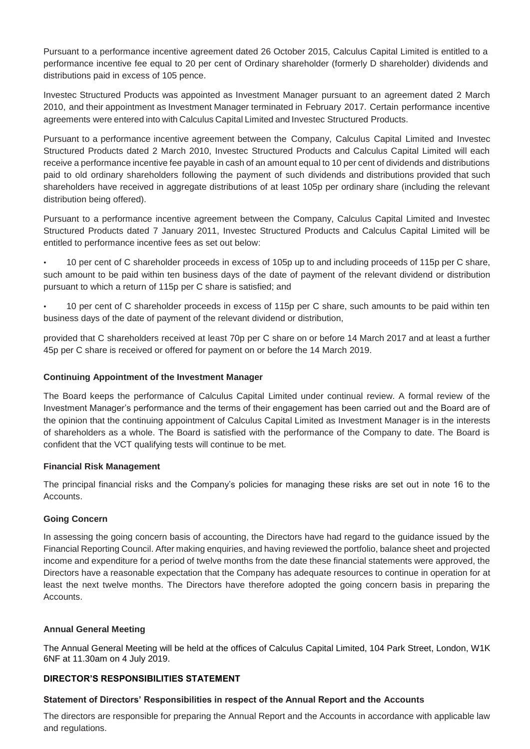Pursuant to a performance incentive agreement dated 26 October 2015, Calculus Capital Limited is entitled to a performance incentive fee equal to 20 per cent of Ordinary shareholder (formerly D shareholder) dividends and distributions paid in excess of 105 pence.

Investec Structured Products was appointed as Investment Manager pursuant to an agreement dated 2 March 2010, and their appointment as Investment Manager terminated in February 2017. Certain performance incentive agreements were entered into with Calculus Capital Limited and Investec Structured Products.

Pursuant to a performance incentive agreement between the Company, Calculus Capital Limited and Investec Structured Products dated 2 March 2010, Investec Structured Products and Calculus Capital Limited will each receive a performance incentive fee payable in cash of an amount equal to 10 per cent of dividends and distributions paid to old ordinary shareholders following the payment of such dividends and distributions provided that such shareholders have received in aggregate distributions of at least 105p per ordinary share (including the relevant distribution being offered).

Pursuant to a performance incentive agreement between the Company, Calculus Capital Limited and Investec Structured Products dated 7 January 2011, Investec Structured Products and Calculus Capital Limited will be entitled to performance incentive fees as set out below:

- 10 per cent of C shareholder proceeds in excess of 105p up to and including proceeds of 115p per C share, such amount to be paid within ten business days of the date of payment of the relevant dividend or distribution pursuant to which a return of 115p per C share is satisfied; and
- 10 per cent of C shareholder proceeds in excess of 115p per C share, such amounts to be paid within ten business days of the date of payment of the relevant dividend or distribution,

provided that C shareholders received at least 70p per C share on or before 14 March 2017 and at least a further 45p per C share is received or offered for payment on or before the 14 March 2019.

#### Continuing Appointment of the Investment Manager

The Board keeps the performance of Calculus Capital Limited under continual review. A formal review of the Investment Manager's performance and the terms of their engagement has been carried out and the Board are of the opinion that the continuing appointment of Calculus Capital Limited as Investment Manager is in the interests of shareholders as a whole. The Board is satisfied with the performance of the Company to date. The Board is confident that the VCT qualifying tests will continue to be met.

#### Financial Risk Management

The principal financial risks and the Company's policies for managing these risks are set out in note 16 to the Accounts.

#### Going Concern

In assessing the going concern basis of accounting, the Directors have had regard to the guidance issued by the Financial Reporting Council. After making enquiries, and having reviewed the portfolio, balance sheet and projected income and expenditure for a period of twelve months from the date these financial statements were approved, the Directors have a reasonable expectation that the Company has adequate resources to continue in operation for at least the next twelve months. The Directors have therefore adopted the going concern basis in preparing the Accounts.

#### Annual General Meeting

The Annual General Meeting will be held at the offices of Calculus Capital Limited, 104 Park Street, London, W1K 6NF at 11.30am on 4 July 2019.

### DIRECTOR'S RESPONSIBILITIES STATEMENT

#### Statement of Directors' Responsibilities in respect of the Annual Report and the Accounts

The directors are responsible for preparing the Annual Report and the Accounts in accordance with applicable law and regulations.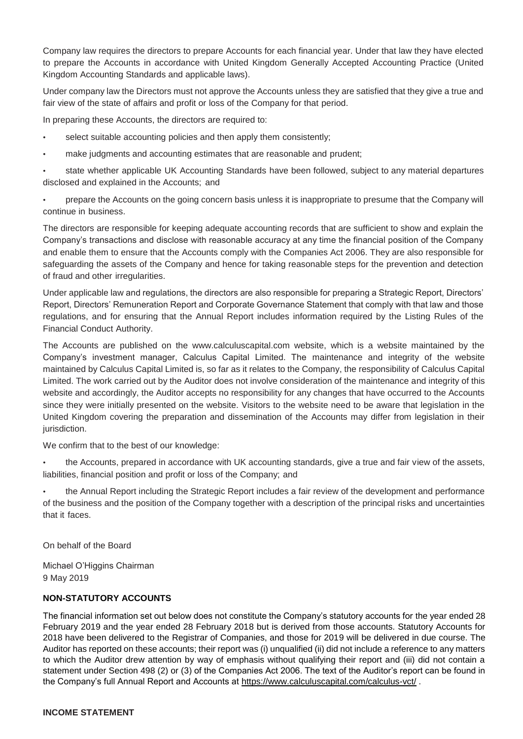Company law requires the directors to prepare Accounts for each financial year. Under that law they have elected to prepare the Accounts in accordance with United Kingdom Generally Accepted Accounting Practice (United Kingdom Accounting Standards and applicable laws).

Under company law the Directors must not approve the Accounts unless they are satisfied that they give a true and fair view of the state of affairs and profit or loss of the Company for that period.

In preparing these Accounts, the directors are required to:

- select suitable accounting policies and then apply them consistently;
- make judgments and accounting estimates that are reasonable and prudent;
- state whether applicable UK Accounting Standards have been followed, subject to any material departures disclosed and explained in the Accounts; and
- prepare the Accounts on the going concern basis unless it is inappropriate to presume that the Company will continue in business.

The directors are responsible for keeping adequate accounting records that are sufficient to show and explain the Company's transactions and disclose with reasonable accuracy at any time the financial position of the Company and enable them to ensure that the Accounts comply with the Companies Act 2006. They are also responsible for safeguarding the assets of the Company and hence for taking reasonable steps for the prevention and detection of fraud and other irregularities.

Under applicable law and regulations, the directors are also responsible for preparing a Strategic Report, Directors' Report, Directors' Remuneration Report and Corporate Governance Statement that comply with that law and those regulations, and for ensuring that the Annual Report includes information required by the Listing Rules of the Financial Conduct Authority.

The Accounts are published on the www.calculuscapital.com website, which is a website maintained by the Company's investment manager, Calculus Capital Limited. The maintenance and integrity of the website maintained by Calculus Capital Limited is, so far as it relates to the Company, the responsibility of Calculus Capital Limited. The work carried out by the Auditor does not involve consideration of the maintenance and integrity of this website and accordingly, the Auditor accepts no responsibility for any changes that have occurred to the Accounts since they were initially presented on the website. Visitors to the website need to be aware that legislation in the United Kingdom covering the preparation and dissemination of the Accounts may differ from legislation in their jurisdiction.

We confirm that to the best of our knowledge:

- the Accounts, prepared in accordance with UK accounting standards, give a true and fair view of the assets, liabilities, financial position and profit or loss of the Company; and
- the Annual Report including the Strategic Report includes a fair review of the development and performance of the business and the position of the Company together with a description of the principal risks and uncertainties that it faces.

On behalf of the Board

Michael O'Higgins Chairman
9 May 2019

**NON-STATUTORY ACCOUNTS**

The financial information set out below does not constitute the Company's statutory accounts for the year ended 28 February 2019 and the year ended 28 February 2018 but is derived from those accounts. Statutory Accounts for 2018 have been delivered to the Registrar of Companies, and those for 2019 will be delivered in due course. The Auditor has reported on these accounts; their report was (i) unqualified (ii) did not include a reference to any matters to which the Auditor drew attention by way of emphasis without qualifying their report and (iii) did not contain a statement under Section 498 (2) or (3) of the Companies Act 2006. The text of the Auditor's report can be found in the Company's full Annual Report and Accounts at https://www.calculuscapital.com/calculus-vct/ .

**INCOME STATEMENT**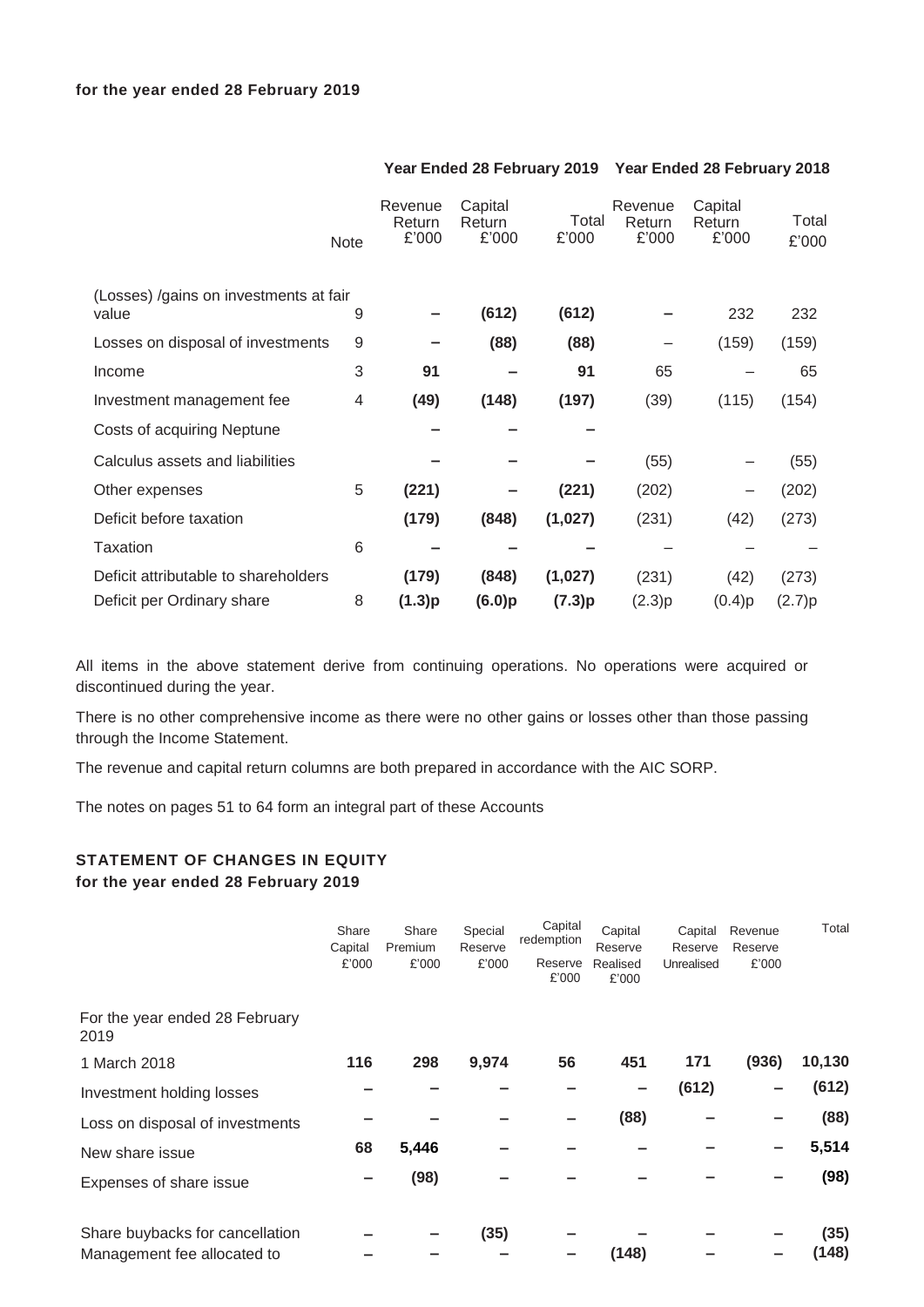**for the year ended 28 February 2019**

| | Note | Year Ended 28 February 2019 | | | Year Ended 28 February 2018 | | |
|---|---|---|---|---|---|---|---|
| | | Revenue Return £'000 | Capital Return £'000 | Total £'000 | Revenue Return £'000 | Capital Return £'000 | Total £'000 |
| (Losses) /gains on investments at fair value | 9 | **–** | **(612)** | **(612)** | – | 232 | 232 |
| Losses on disposal of investments | 9 | **–** | **(88)** | **(88)** | – | (159) | (159) |
| Income | 3 | **91** | **–** | **91** | 65 | – | 65 |
| Investment management fee | 4 | **(49)** | **(148)** | **(197)** | (39) | (115) | (154) |
| Costs of acquiring Neptune | | **–** | **–** | **–** | | | |
| Calculus assets and liabilities | | **–** | **–** | **–** | (55) | – | (55) |
| Other expenses | 5 | **(221)** | **–** | **(221)** | (202) | – | (202) |
| Deficit before taxation | | **(179)** | **(848)** | **(1,027)** | (231) | (42) | (273) |
| Taxation | 6 | **–** | **–** | **–** | – | – | – |
| Deficit attributable to shareholders | | **(179)** | **(848)** | **(1,027)** | (231) | (42) | (273) |
| Deficit per Ordinary share | 8 | **(1.3)p** | **(6.0)p** | **(7.3)p** | (2.3)p | (0.4)p | (2.7)p |

All items in the above statement derive from continuing operations. No operations were acquired or discontinued during the year.

There is no other comprehensive income as there were no other gains or losses other than those passing through the Income Statement.

The revenue and capital return columns are both prepared in accordance with the AIC SORP.

The notes on pages 51 to 64 form an integral part of these Accounts

## STATEMENT OF CHANGES IN EQUITY

**for the year ended 28 February 2019**

| | Share Capital £'000 | Share Premium £'000 | Special Reserve £'000 | Capital redemption Reserve £'000 | Capital Reserve Realised £'000 | Capital Reserve Unrealised | Revenue Reserve £'000 | Total |
|---|---|---|---|---|---|---|---|---|
| For the year ended 28 February 2019 | | | | | | | | |
| 1 March 2018 | **116** | **298** | **9,974** | **56** | **451** | **171** | **(936)** | **10,130** |
| Investment holding losses | **–** | **–** | **–** | **–** | **–** | **(612)** | **–** | **(612)** |
| Loss on disposal of investments | **–** | **–** | **–** | **–** | **(88)** | **–** | **–** | **(88)** |
| New share issue | **68** | **5,446** | **–** | **–** | **–** | **–** | **–** | **5,514** |
| Expenses of share issue | **–** | **(98)** | **–** | **–** | **–** | **–** | **–** | **(98)** |
| Share buybacks for cancellation | **–** | **–** | **(35)** | **–** | **–** | **–** | **–** | **(35)** |
| Management fee allocated to | **–** | **–** | **–** | **–** | **(148)** | **–** | **–** | **(148)** |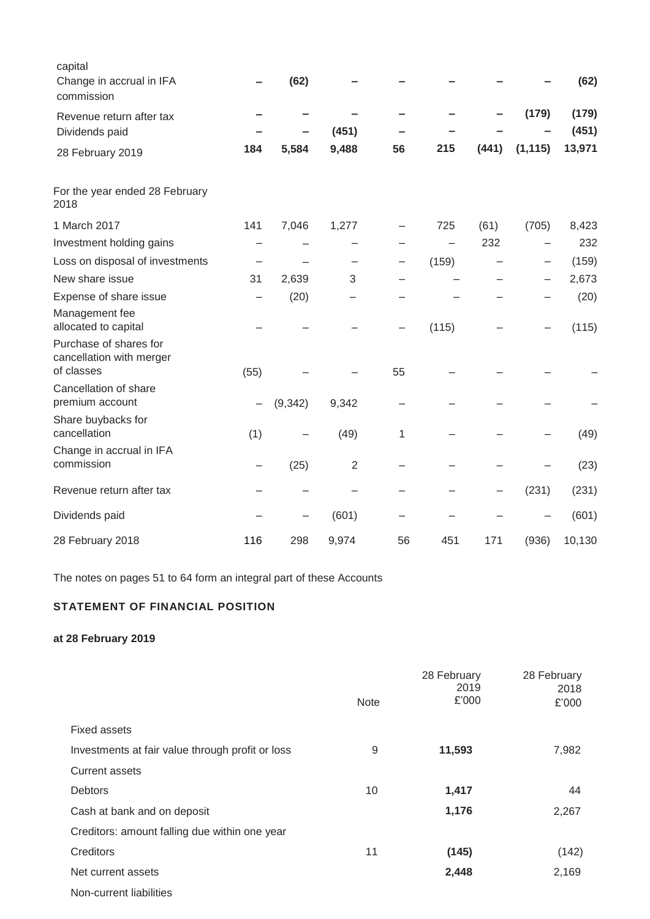| | | | | | | | | |
|---|---|---|---|---|---|---|---|---|
| capital | | | | | | | | |
| Change in accrual in IFA commission | **–** | **(62)** | **–** | **–** | **–** | **–** | **–** | **(62)** |
| Revenue return after tax | **–** | **–** | **–** | **–** | **–** | **–** | **(179)** | **(179)** |
| Dividends paid | **–** | **–** | **(451)** | **–** | **–** | **–** | **–** | **(451)** |
| 28 February 2019 | **184** | **5,584** | **9,488** | **56** | **215** | **(441)** | **(1,115)** | **13,971** |
| For the year ended 28 February 2018 | | | | | | | | |
| 1 March 2017 | 141 | 7,046 | 1,277 | – | 725 | (61) | (705) | 8,423 |
| Investment holding gains | – | – | – | – | – | 232 | – | 232 |
| Loss on disposal of investments | – | – | – | – | (159) | – | – | (159) |
| New share issue | 31 | 2,639 | 3 | – | – | – | – | 2,673 |
| Expense of share issue | – | (20) | – | – | – | – | – | (20) |
| Management fee allocated to capital | – | – | – | – | (115) | – | – | (115) |
| Purchase of shares for cancellation with merger of classes | (55) | – | – | 55 | – | – | – | – |
| Cancellation of share premium account | – | (9,342) | 9,342 | – | – | – | – | – |
| Share buybacks for cancellation | (1) | – | (49) | 1 | – | – | – | (49) |
| Change in accrual in IFA commission | – | (25) | 2 | – | – | – | – | (23) |
| Revenue return after tax | – | – | – | – | – | – | (231) | (231) |
| Dividends paid | – | – | (601) | – | – | – | – | (601) |
| 28 February 2018 | 116 | 298 | 9,974 | 56 | 451 | 171 | (936) | 10,130 |

The notes on pages 51 to 64 form an integral part of these Accounts

## STATEMENT OF FINANCIAL POSITION

**at 28 February 2019**

| | Note | 28 February 2019 £'000 | 28 February 2018 £'000 |
|---|---|---|---|
| Fixed assets | | | |
| Investments at fair value through profit or loss | 9 | **11,593** | 7,982 |
| Current assets | | | |
| Debtors | 10 | **1,417** | 44 |
| Cash at bank and on deposit | | **1,176** | 2,267 |
| Creditors: amount falling due within one year | | | |
| Creditors | 11 | **(145)** | (142) |
| Net current assets | | **2,448** | 2,169 |
| Non-current liabilities | | | |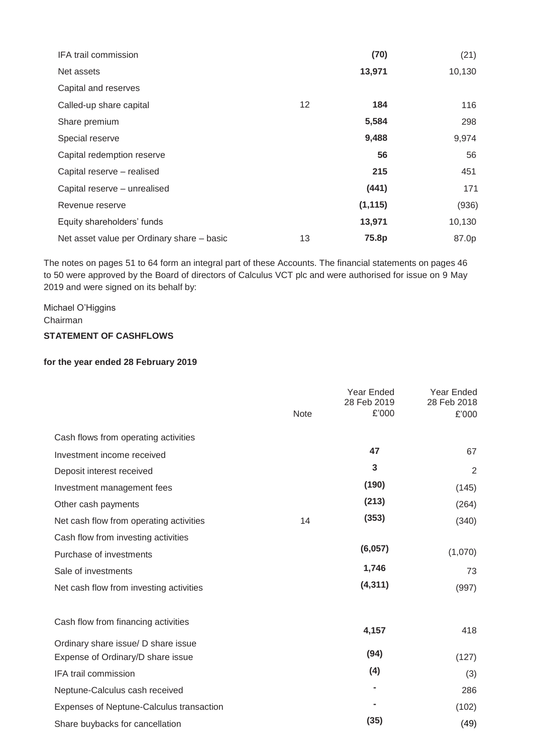| | Note | | |
|---|---|---|---|
| IFA trail commission | | **(70)** | (21) |
| Net assets | | **13,971** | 10,130 |
| Capital and reserves | | | |
| Called-up share capital | 12 | **184** | 116 |
| Share premium | | **5,584** | 298 |
| Special reserve | | **9,488** | 9,974 |
| Capital redemption reserve | | **56** | 56 |
| Capital reserve – realised | | **215** | 451 |
| Capital reserve – unrealised | | **(441)** | 171 |
| Revenue reserve | | **(1,115)** | (936) |
| Equity shareholders' funds | | **13,971** | 10,130 |
| Net asset value per Ordinary share – basic | 13 | **75.8p** | 87.0p |

The notes on pages 51 to 64 form an integral part of these Accounts. The financial statements on pages 46 to 50 were approved by the Board of directors of Calculus VCT plc and were authorised for issue on 9 May 2019 and were signed on its behalf by:

Michael O'Higgins
Chairman

**STATEMENT OF CASHFLOWS**

**for the year ended 28 February 2019**

| | Note | Year Ended 28 Feb 2019 £'000 | Year Ended 28 Feb 2018 £'000 |
|---|---|---|---|
| Cash flows from operating activities | | | |
| Investment income received | | **47** | 67 |
| Deposit interest received | | **3** | 2 |
| Investment management fees | | **(190)** | (145) |
| Other cash payments | | **(213)** | (264) |
| Net cash flow from operating activities | 14 | **(353)** | (340) |
| Cash flow from investing activities | | | |
| Purchase of investments | | **(6,057)** | (1,070) |
| Sale of investments | | **1,746** | 73 |
| Net cash flow from investing activities | | **(4,311)** | (997) |
| Cash flow from financing activities | | | |
| Ordinary share issue/ D share issue | | **4,157** | 418 |
| Expense of Ordinary/D share issue | | **(94)** | (127) |
| IFA trail commission | | **(4)** | (3) |
| Neptune-Calculus cash received | | **-** | 286 |
| Expenses of Neptune-Calculus transaction | | **-** | (102) |
| Share buybacks for cancellation | | **(35)** | (49) |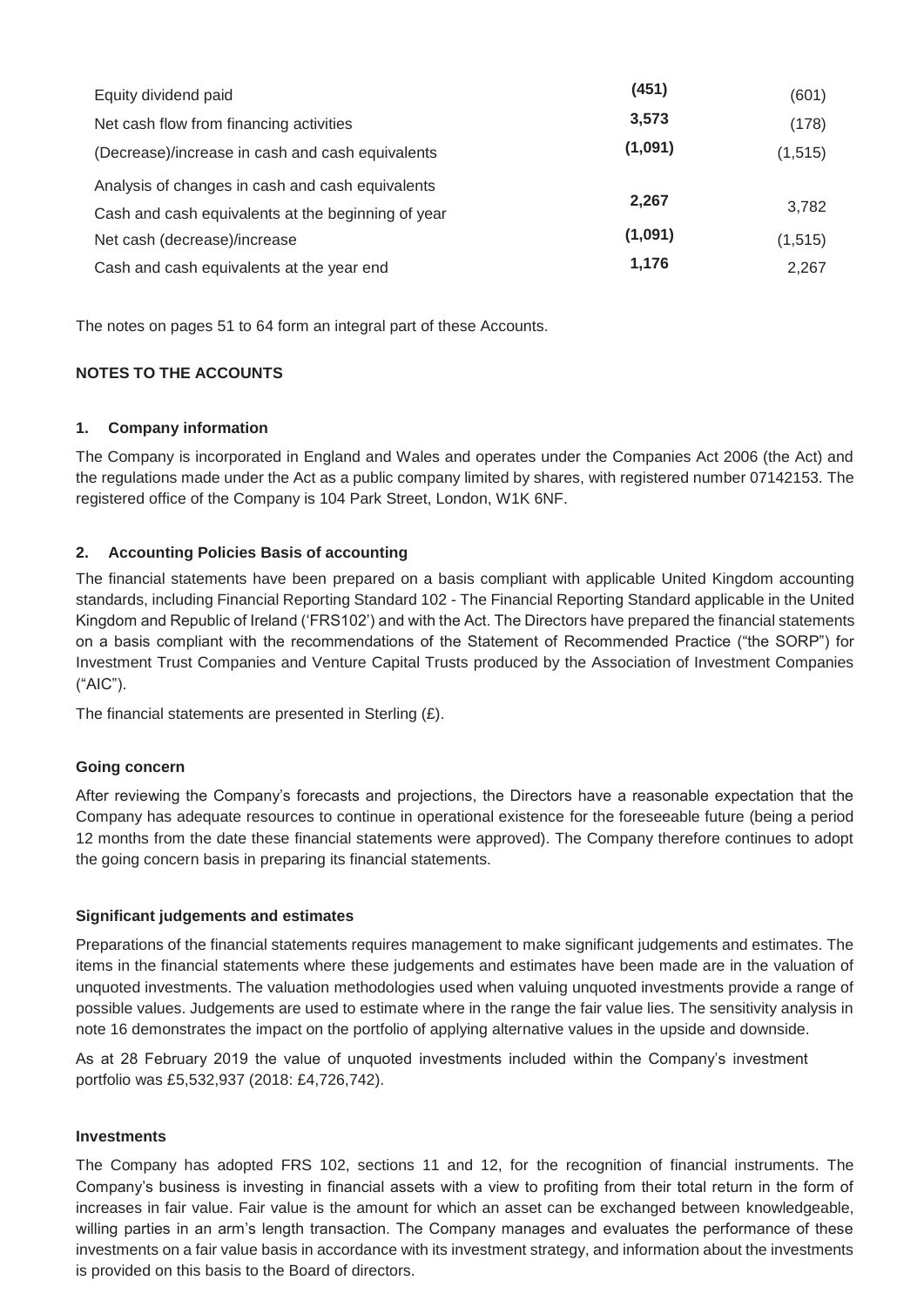| | | |
|---|---|---|
| Equity dividend paid | **(451)** | (601) |
| Net cash flow from financing activities | **3,573** | (178) |
| (Decrease)/increase in cash and cash equivalents | **(1,091)** | (1,515) |
| Analysis of changes in cash and cash equivalents | | |
| Cash and cash equivalents at the beginning of year | **2,267** | 3,782 |
| Net cash (decrease)/increase | **(1,091)** | (1,515) |
| Cash and cash equivalents at the year end | **1,176** | 2,267 |

The notes on pages 51 to 64 form an integral part of these Accounts.

## NOTES TO THE ACCOUNTS

### 1. Company information

The Company is incorporated in England and Wales and operates under the Companies Act 2006 (the Act) and the regulations made under the Act as a public company limited by shares, with registered number 07142153. The registered office of the Company is 104 Park Street, London, W1K 6NF.

### 2. Accounting Policies Basis of accounting

The financial statements have been prepared on a basis compliant with applicable United Kingdom accounting standards, including Financial Reporting Standard 102 - The Financial Reporting Standard applicable in the United Kingdom and Republic of Ireland ('FRS102') and with the Act. The Directors have prepared the financial statements on a basis compliant with the recommendations of the Statement of Recommended Practice ("the SORP") for Investment Trust Companies and Venture Capital Trusts produced by the Association of Investment Companies ("AIC").

The financial statements are presented in Sterling (£).

#### Going concern

After reviewing the Company's forecasts and projections, the Directors have a reasonable expectation that the Company has adequate resources to continue in operational existence for the foreseeable future (being a period 12 months from the date these financial statements were approved). The Company therefore continues to adopt the going concern basis in preparing its financial statements.

#### Significant judgements and estimates

Preparations of the financial statements requires management to make significant judgements and estimates. The items in the financial statements where these judgements and estimates have been made are in the valuation of unquoted investments. The valuation methodologies used when valuing unquoted investments provide a range of possible values. Judgements are used to estimate where in the range the fair value lies. The sensitivity analysis in note 16 demonstrates the impact on the portfolio of applying alternative values in the upside and downside.

As at 28 February 2019 the value of unquoted investments included within the Company's investment portfolio was £5,532,937 (2018: £4,726,742).

#### Investments

The Company has adopted FRS 102, sections 11 and 12, for the recognition of financial instruments. The Company's business is investing in financial assets with a view to profiting from their total return in the form of increases in fair value. Fair value is the amount for which an asset can be exchanged between knowledgeable, willing parties in an arm's length transaction. The Company manages and evaluates the performance of these investments on a fair value basis in accordance with its investment strategy, and information about the investments is provided on this basis to the Board of directors.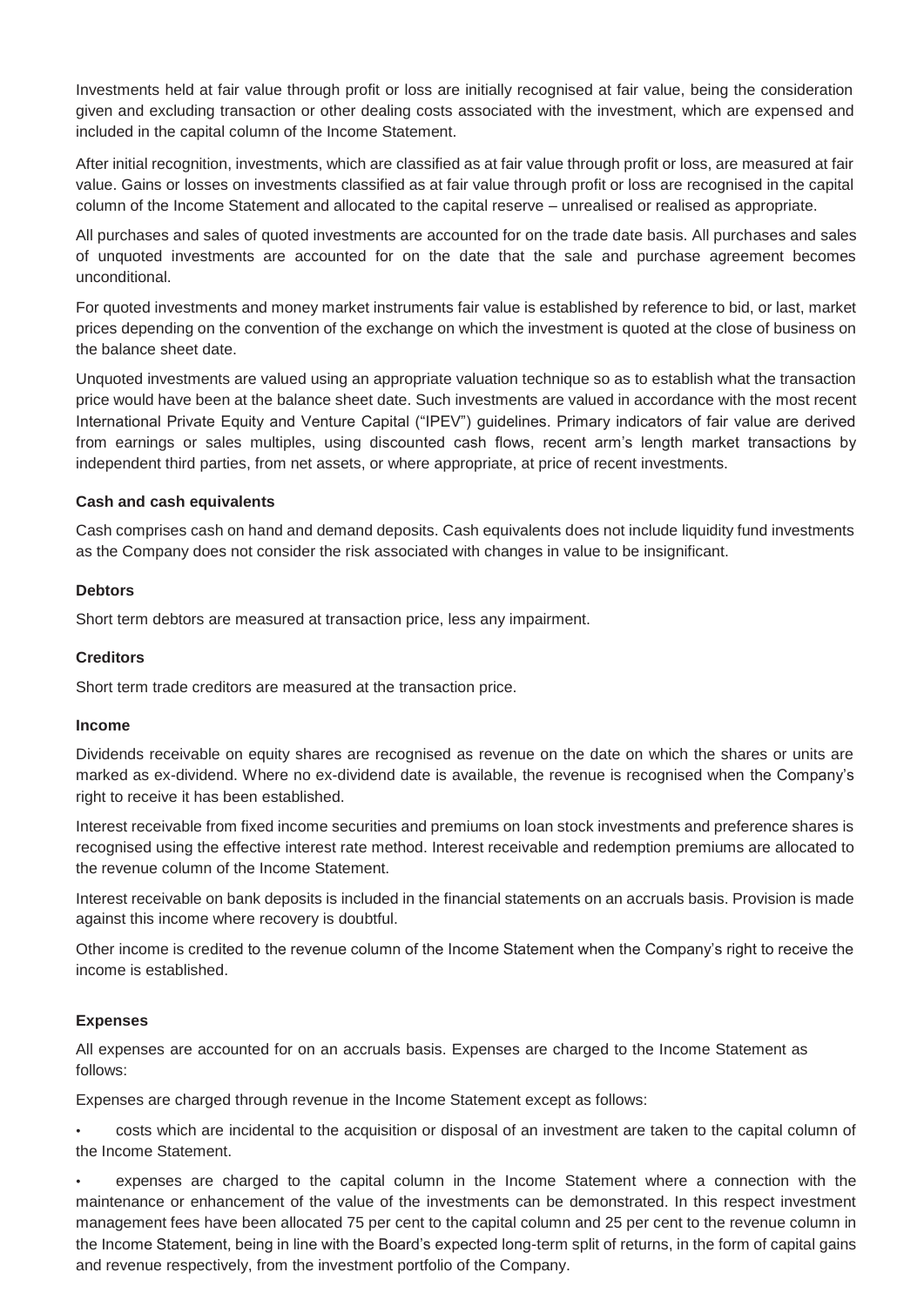Investments held at fair value through profit or loss are initially recognised at fair value, being the consideration given and excluding transaction or other dealing costs associated with the investment, which are expensed and included in the capital column of the Income Statement.

After initial recognition, investments, which are classified as at fair value through profit or loss, are measured at fair value. Gains or losses on investments classified as at fair value through profit or loss are recognised in the capital column of the Income Statement and allocated to the capital reserve – unrealised or realised as appropriate.

All purchases and sales of quoted investments are accounted for on the trade date basis. All purchases and sales of unquoted investments are accounted for on the date that the sale and purchase agreement becomes unconditional.

For quoted investments and money market instruments fair value is established by reference to bid, or last, market prices depending on the convention of the exchange on which the investment is quoted at the close of business on the balance sheet date.

Unquoted investments are valued using an appropriate valuation technique so as to establish what the transaction price would have been at the balance sheet date. Such investments are valued in accordance with the most recent International Private Equity and Venture Capital ("IPEV") guidelines. Primary indicators of fair value are derived from earnings or sales multiples, using discounted cash flows, recent arm's length market transactions by independent third parties, from net assets, or where appropriate, at price of recent investments.

**Cash and cash equivalents**

Cash comprises cash on hand and demand deposits. Cash equivalents does not include liquidity fund investments as the Company does not consider the risk associated with changes in value to be insignificant.

**Debtors**

Short term debtors are measured at transaction price, less any impairment.

**Creditors**

Short term trade creditors are measured at the transaction price.

**Income**

Dividends receivable on equity shares are recognised as revenue on the date on which the shares or units are marked as ex-dividend. Where no ex-dividend date is available, the revenue is recognised when the Company's right to receive it has been established.

Interest receivable from fixed income securities and premiums on loan stock investments and preference shares is recognised using the effective interest rate method. Interest receivable and redemption premiums are allocated to the revenue column of the Income Statement.

Interest receivable on bank deposits is included in the financial statements on an accruals basis. Provision is made against this income where recovery is doubtful.

Other income is credited to the revenue column of the Income Statement when the Company's right to receive the income is established.

**Expenses**

All expenses are accounted for on an accruals basis. Expenses are charged to the Income Statement as follows:

Expenses are charged through revenue in the Income Statement except as follows:

- costs which are incidental to the acquisition or disposal of an investment are taken to the capital column of the Income Statement.
- expenses are charged to the capital column in the Income Statement where a connection with the maintenance or enhancement of the value of the investments can be demonstrated. In this respect investment management fees have been allocated 75 per cent to the capital column and 25 per cent to the revenue column in the Income Statement, being in line with the Board's expected long-term split of returns, in the form of capital gains and revenue respectively, from the investment portfolio of the Company.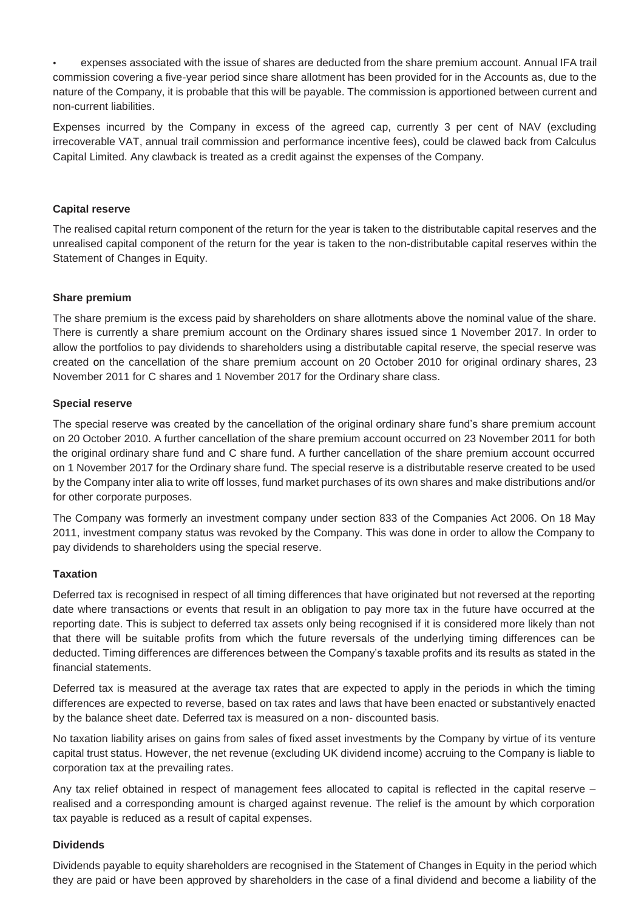- expenses associated with the issue of shares are deducted from the share premium account. Annual IFA trail commission covering a five-year period since share allotment has been provided for in the Accounts as, due to the nature of the Company, it is probable that this will be payable. The commission is apportioned between current and non-current liabilities.

Expenses incurred by the Company in excess of the agreed cap, currently 3 per cent of NAV (excluding irrecoverable VAT, annual trail commission and performance incentive fees), could be clawed back from Calculus Capital Limited. Any clawback is treated as a credit against the expenses of the Company.

**Capital reserve**

The realised capital return component of the return for the year is taken to the distributable capital reserves and the unrealised capital component of the return for the year is taken to the non-distributable capital reserves within the Statement of Changes in Equity.

**Share premium**

The share premium is the excess paid by shareholders on share allotments above the nominal value of the share. There is currently a share premium account on the Ordinary shares issued since 1 November 2017. In order to allow the portfolios to pay dividends to shareholders using a distributable capital reserve, the special reserve was created on the cancellation of the share premium account on 20 October 2010 for original ordinary shares, 23 November 2011 for C shares and 1 November 2017 for the Ordinary share class.

**Special reserve**

The special reserve was created by the cancellation of the original ordinary share fund's share premium account on 20 October 2010. A further cancellation of the share premium account occurred on 23 November 2011 for both the original ordinary share fund and C share fund. A further cancellation of the share premium account occurred on 1 November 2017 for the Ordinary share fund. The special reserve is a distributable reserve created to be used by the Company inter alia to write off losses, fund market purchases of its own shares and make distributions and/or for other corporate purposes.

The Company was formerly an investment company under section 833 of the Companies Act 2006. On 18 May 2011, investment company status was revoked by the Company. This was done in order to allow the Company to pay dividends to shareholders using the special reserve.

**Taxation**

Deferred tax is recognised in respect of all timing differences that have originated but not reversed at the reporting date where transactions or events that result in an obligation to pay more tax in the future have occurred at the reporting date. This is subject to deferred tax assets only being recognised if it is considered more likely than not that there will be suitable profits from which the future reversals of the underlying timing differences can be deducted. Timing differences are differences between the Company's taxable profits and its results as stated in the financial statements.

Deferred tax is measured at the average tax rates that are expected to apply in the periods in which the timing differences are expected to reverse, based on tax rates and laws that have been enacted or substantively enacted by the balance sheet date. Deferred tax is measured on a non- discounted basis.

No taxation liability arises on gains from sales of fixed asset investments by the Company by virtue of its venture capital trust status. However, the net revenue (excluding UK dividend income) accruing to the Company is liable to corporation tax at the prevailing rates.

Any tax relief obtained in respect of management fees allocated to capital is reflected in the capital reserve – realised and a corresponding amount is charged against revenue. The relief is the amount by which corporation tax payable is reduced as a result of capital expenses.

**Dividends**

Dividends payable to equity shareholders are recognised in the Statement of Changes in Equity in the period which they are paid or have been approved by shareholders in the case of a final dividend and become a liability of the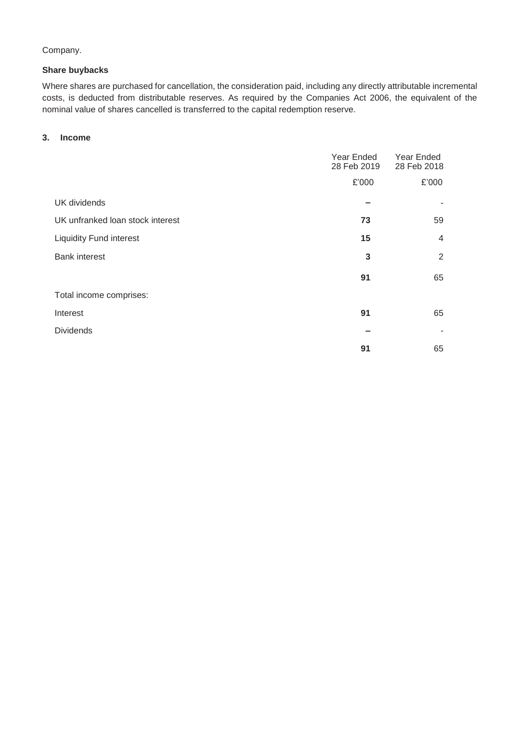Company.

**Share buybacks**

Where shares are purchased for cancellation, the consideration paid, including any directly attributable incremental costs, is deducted from distributable reserves. As required by the Companies Act 2006, the equivalent of the nominal value of shares cancelled is transferred to the capital redemption reserve.

### 3. Income

| | Year Ended 28 Feb 2019 | Year Ended 28 Feb 2018 |
|---|---|---|
| | £'000 | £'000 |
| UK dividends | **–** | - |
| UK unfranked loan stock interest | **73** | 59 |
| Liquidity Fund interest | **15** | 4 |
| Bank interest | **3** | 2 |
| | **91** | 65 |
| Total income comprises: | | |
| Interest | **91** | 65 |
| Dividends | **–** | - |
| | **91** | 65 |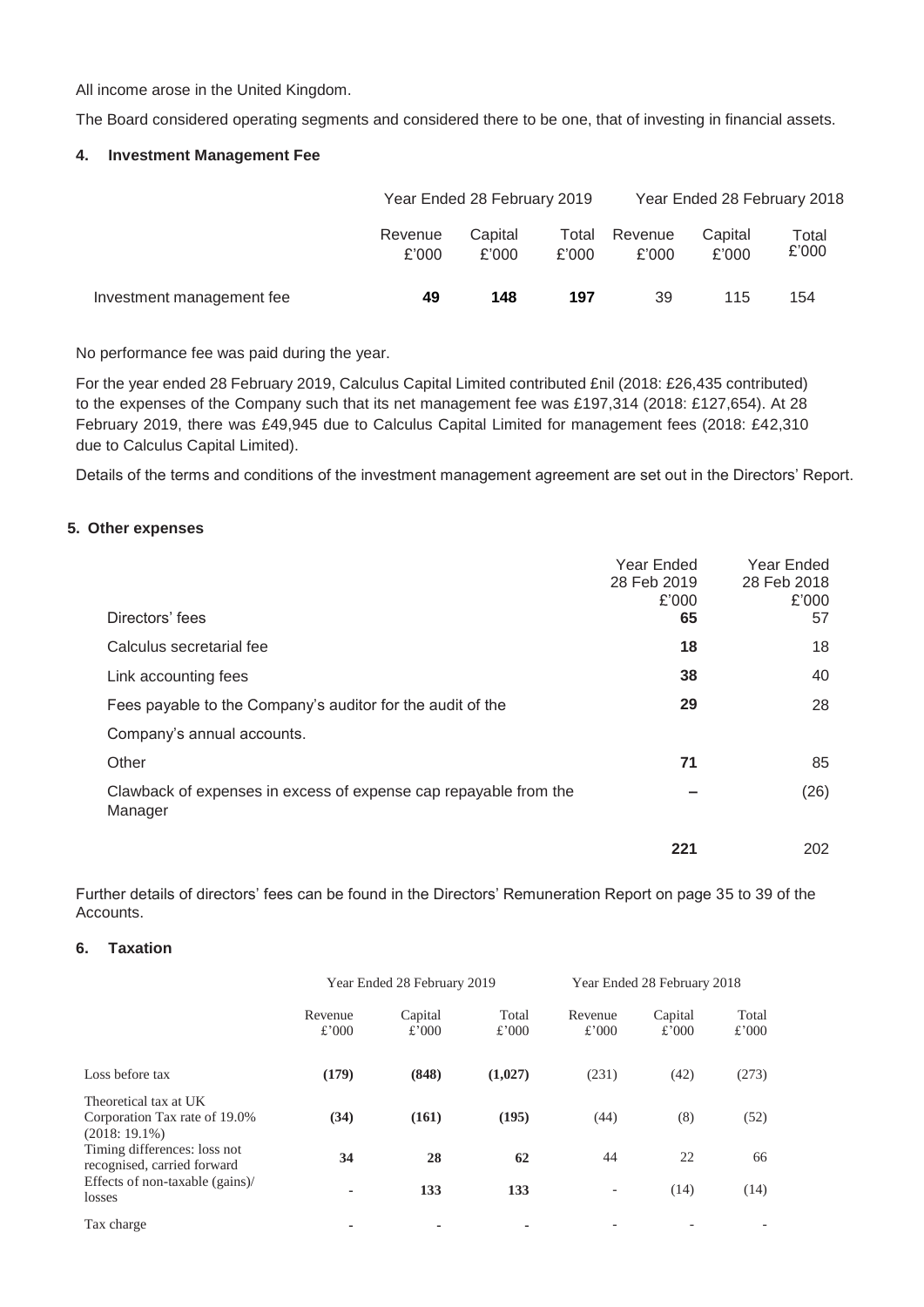All income arose in the United Kingdom.

The Board considered operating segments and considered there to be one, that of investing in financial assets.

#### 4. Investment Management Fee

| | Year Ended 28 February 2019 | | | Year Ended 28 February 2018 | | |
|---|---|---|---|---|---|---|
| | Revenue £'000 | Capital £'000 | Total £'000 | Revenue £'000 | Capital £'000 | Total £'000 |
| Investment management fee | **49** | **148** | **197** | 39 | 115 | 154 |

No performance fee was paid during the year.

For the year ended 28 February 2019, Calculus Capital Limited contributed £nil (2018: £26,435 contributed) to the expenses of the Company such that its net management fee was £197,314 (2018: £127,654). At 28 February 2019, there was £49,945 due to Calculus Capital Limited for management fees (2018: £42,310 due to Calculus Capital Limited).

Details of the terms and conditions of the investment management agreement are set out in the Directors' Report.

#### 5. Other expenses

| | Year Ended 28 Feb 2019 £'000 | Year Ended 28 Feb 2018 £'000 |
|---|---|---|
| Directors' fees | **65** | 57 |
| Calculus secretarial fee | **18** | 18 |
| Link accounting fees | **38** | 40 |
| Fees payable to the Company's auditor for the audit of the Company's annual accounts. | **29** | 28 |
| Other | **71** | 85 |
| Clawback of expenses in excess of expense cap repayable from the Manager | **–** | (26) |
| | **221** | 202 |

Further details of directors' fees can be found in the Directors' Remuneration Report on page 35 to 39 of the Accounts.

#### 6. Taxation

| | Year Ended 28 February 2019 | | | Year Ended 28 February 2018 | | |
|---|---|---|---|---|---|---|
| | Revenue £'000 | Capital £'000 | Total £'000 | Revenue £'000 | Capital £'000 | Total £'000 |
| Loss before tax | **(179)** | **(848)** | **(1,027)** | (231) | (42) | (273) |
| Theoretical tax at UK Corporation Tax rate of 19.0% (2018: 19.1%) | **(34)** | **(161)** | **(195)** | (44) | (8) | (52) |
| Timing differences: loss not recognised, carried forward | **34** | **28** | **62** | 44 | 22 | 66 |
| Effects of non-taxable (gains)/ losses | **-** | **133** | **133** | - | (14) | (14) |
| Tax charge | **-** | **-** | **-** | - | - | - |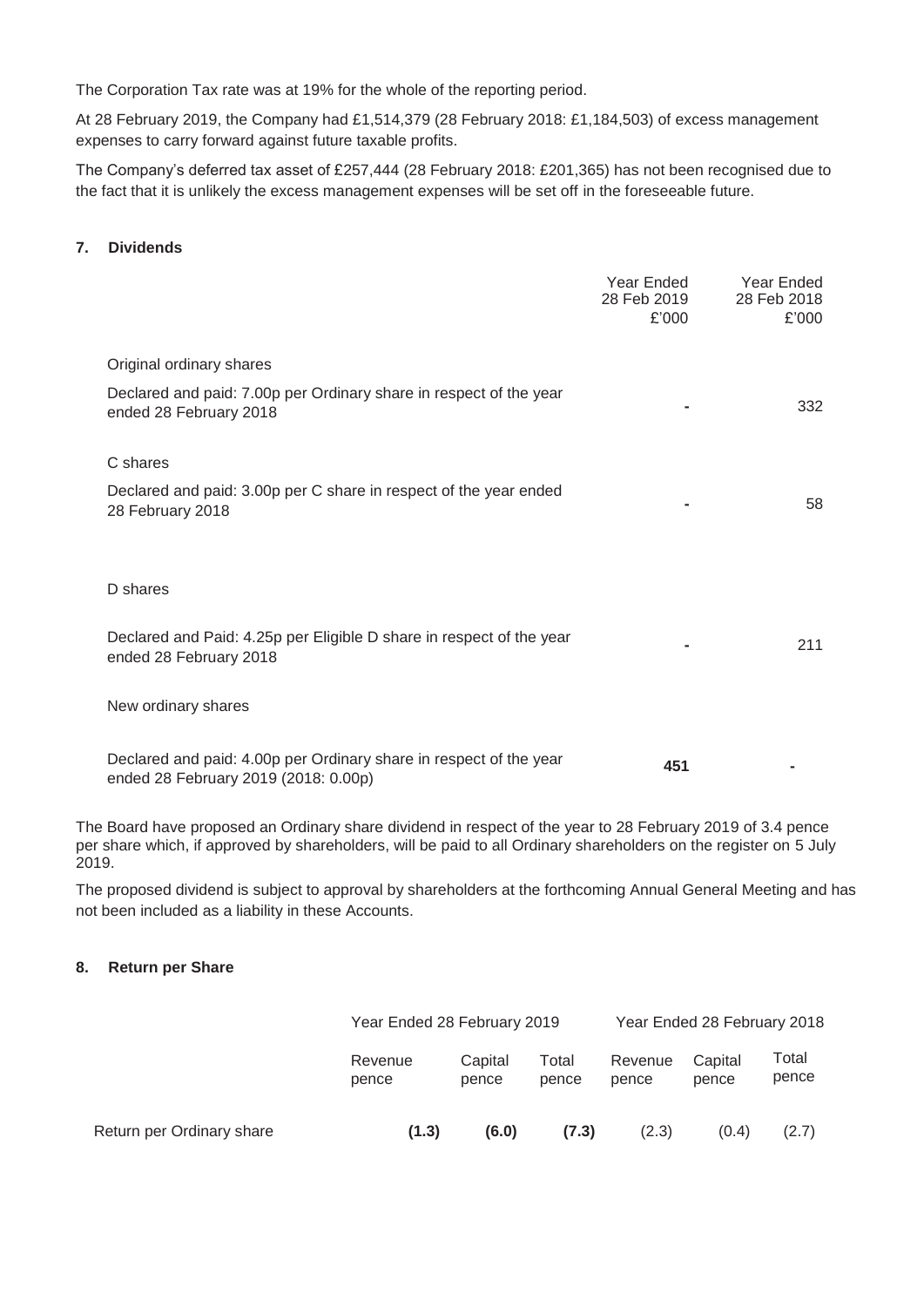The Corporation Tax rate was at 19% for the whole of the reporting period.

At 28 February 2019, the Company had £1,514,379 (28 February 2018: £1,184,503) of excess management expenses to carry forward against future taxable profits.

The Company's deferred tax asset of £257,444 (28 February 2018: £201,365) has not been recognised due to the fact that it is unlikely the excess management expenses will be set off in the foreseeable future.

## 7. Dividends

| | Year Ended 28 Feb 2019 £'000 | Year Ended 28 Feb 2018 £'000 |
|---|---|---|
| Original ordinary shares | | |
| Declared and paid: 7.00p per Ordinary share in respect of the year ended 28 February 2018 | - | 332 |
| C shares | | |
| Declared and paid: 3.00p per C share in respect of the year ended 28 February 2018 | - | 58 |
| D shares | | |
| Declared and Paid: 4.25p per Eligible D share in respect of the year ended 28 February 2018 | - | 211 |
| New ordinary shares | | |
| Declared and paid: 4.00p per Ordinary share in respect of the year ended 28 February 2019 (2018: 0.00p) | **451** | - |

The Board have proposed an Ordinary share dividend in respect of the year to 28 February 2019 of 3.4 pence per share which, if approved by shareholders, will be paid to all Ordinary shareholders on the register on 5 July 2019.

The proposed dividend is subject to approval by shareholders at the forthcoming Annual General Meeting and has not been included as a liability in these Accounts.

## 8. Return per Share

| | Year Ended 28 February 2019 | | | Year Ended 28 February 2018 | | |
|---|---|---|---|---|---|---|
| | Revenue pence | Capital pence | Total pence | Revenue pence | Capital pence | Total pence |
| Return per Ordinary share | **(1.3)** | **(6.0)** | **(7.3)** | (2.3) | (0.4) | (2.7) |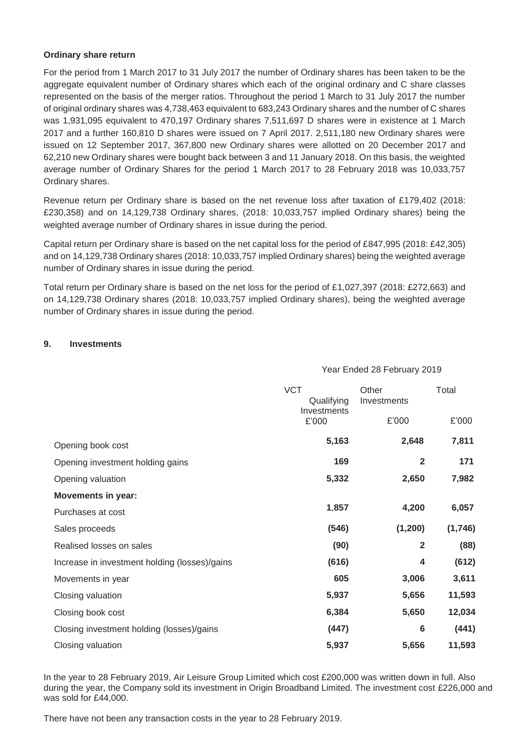**Ordinary share return**

For the period from 1 March 2017 to 31 July 2017 the number of Ordinary shares has been taken to be the aggregate equivalent number of Ordinary shares which each of the original ordinary and C share classes represented on the basis of the merger ratios. Throughout the period 1 March to 31 July 2017 the number of original ordinary shares was 4,738,463 equivalent to 683,243 Ordinary shares and the number of C shares was 1,931,095 equivalent to 470,197 Ordinary shares 7,511,697 D shares were in existence at 1 March 2017 and a further 160,810 D shares were issued on 7 April 2017. 2,511,180 new Ordinary shares were issued on 12 September 2017, 367,800 new Ordinary shares were allotted on 20 December 2017 and 62,210 new Ordinary shares were bought back between 3 and 11 January 2018. On this basis, the weighted average number of Ordinary Shares for the period 1 March 2017 to 28 February 2018 was 10,033,757 Ordinary shares.

Revenue return per Ordinary share is based on the net revenue loss after taxation of £179,402 (2018: £230,358) and on 14,129,738 Ordinary shares, (2018: 10,033,757 implied Ordinary shares) being the weighted average number of Ordinary shares in issue during the period.

Capital return per Ordinary share is based on the net capital loss for the period of £847,995 (2018: £42,305) and on 14,129,738 Ordinary shares (2018: 10,033,757 implied Ordinary shares) being the weighted average number of Ordinary shares in issue during the period.

Total return per Ordinary share is based on the net loss for the period of £1,027,397 (2018: £272,663) and on 14,129,738 Ordinary shares (2018: 10,033,757 implied Ordinary shares), being the weighted average number of Ordinary shares in issue during the period.

## 9. Investments

| | Year Ended 28 February 2019 | | |
|---|---|---|---|
| | VCT Qualifying Investments £'000 | Other Investments £'000 | Total £'000 |
| Opening book cost | **5,163** | **2,648** | **7,811** |
| Opening investment holding gains | **169** | **2** | **171** |
| Opening valuation | **5,332** | **2,650** | **7,982** |
| **Movements in year:** | | | |
| Purchases at cost | **1,857** | **4,200** | **6,057** |
| Sales proceeds | **(546)** | **(1,200)** | **(1,746)** |
| Realised losses on sales | **(90)** | **2** | **(88)** |
| Increase in investment holding (losses)/gains | **(616)** | **4** | **(612)** |
| Movements in year | **605** | **3,006** | **3,611** |
| Closing valuation | **5,937** | **5,656** | **11,593** |
| Closing book cost | **6,384** | **5,650** | **12,034** |
| Closing investment holding (losses)/gains | **(447)** | **6** | **(441)** |
| Closing valuation | **5,937** | **5,656** | **11,593** |

In the year to 28 February 2019, Air Leisure Group Limited which cost £200,000 was written down in full. Also during the year, the Company sold its investment in Origin Broadband Limited. The investment cost £226,000 and was sold for £44,000.

There have not been any transaction costs in the year to 28 February 2019.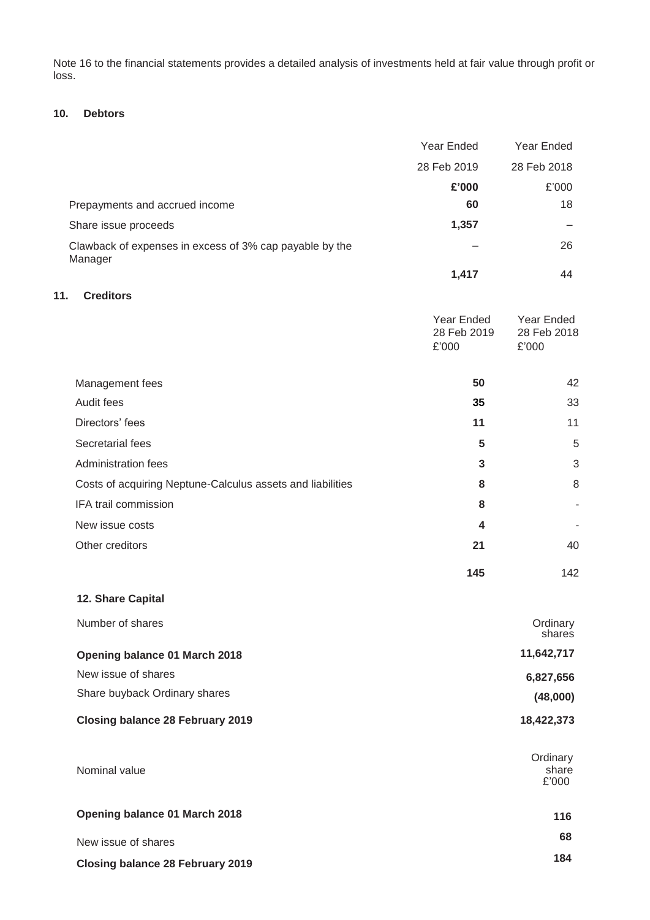Note 16 to the financial statements provides a detailed analysis of investments held at fair value through profit or loss.

### 10. Debtors

| | Year Ended 28 Feb 2019 £'000 | Year Ended 28 Feb 2018 £'000 |
|---|---|---|
| Prepayments and accrued income | **60** | 18 |
| Share issue proceeds | **1,357** | – |
| Clawback of expenses in excess of 3% cap payable by the Manager | – | 26 |
| | **1,417** | 44 |

### 11. Creditors

| | Year Ended 28 Feb 2019 £'000 | Year Ended 28 Feb 2018 £'000 |
|---|---|---|
| Management fees | **50** | 42 |
| Audit fees | **35** | 33 |
| Directors' fees | **11** | 11 |
| Secretarial fees | **5** | 5 |
| Administration fees | **3** | 3 |
| Costs of acquiring Neptune-Calculus assets and liabilities | **8** | 8 |
| IFA trail commission | **8** | - |
| New issue costs | **4** | - |
| Other creditors | **21** | 40 |
| | **145** | 142 |

### 12. Share Capital

| Number of shares | Ordinary shares |
|---|---|
| **Opening balance 01 March 2018** | **11,642,717** |
| New issue of shares | **6,827,656** |
| Share buyback Ordinary shares | **(48,000)** |
| **Closing balance 28 February 2019** | **18,422,373** |

| Nominal value | Ordinary share £'000 |
|---|---|
| **Opening balance 01 March 2018** | **116** |
| New issue of shares | **68** |
| **Closing balance 28 February 2019** | **184** |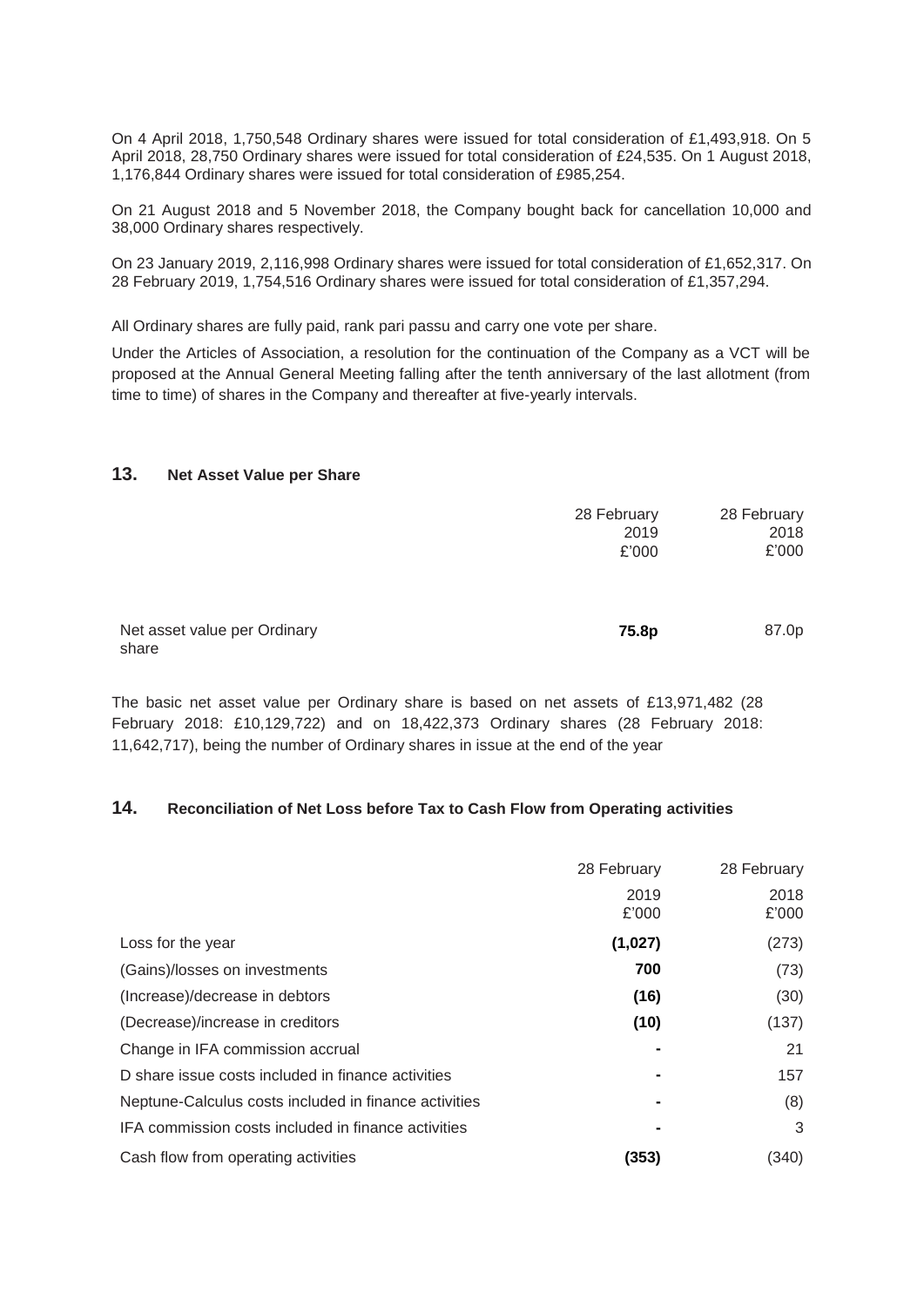On 4 April 2018, 1,750,548 Ordinary shares were issued for total consideration of £1,493,918. On 5 April 2018, 28,750 Ordinary shares were issued for total consideration of £24,535. On 1 August 2018, 1,176,844 Ordinary shares were issued for total consideration of £985,254.

On 21 August 2018 and 5 November 2018, the Company bought back for cancellation 10,000 and 38,000 Ordinary shares respectively.

On 23 January 2019, 2,116,998 Ordinary shares were issued for total consideration of £1,652,317. On 28 February 2019, 1,754,516 Ordinary shares were issued for total consideration of £1,357,294.

All Ordinary shares are fully paid, rank pari passu and carry one vote per share.

Under the Articles of Association, a resolution for the continuation of the Company as a VCT will be proposed at the Annual General Meeting falling after the tenth anniversary of the last allotment (from time to time) of shares in the Company and thereafter at five-yearly intervals.

## 13. Net Asset Value per Share

| | 28 February 2019 £'000 | 28 February 2018 £'000 |
|---|---|---|
| Net asset value per Ordinary share | **75.8p** | 87.0p |

The basic net asset value per Ordinary share is based on net assets of £13,971,482 (28 February 2018: £10,129,722) and on 18,422,373 Ordinary shares (28 February 2018: 11,642,717), being the number of Ordinary shares in issue at the end of the year

## 14. Reconciliation of Net Loss before Tax to Cash Flow from Operating activities

| | 28 February 2019 £'000 | 28 February 2018 £'000 |
|---|---|---|
| Loss for the year | **(1,027)** | (273) |
| (Gains)/losses on investments | **700** | (73) |
| (Increase)/decrease in debtors | **(16)** | (30) |
| (Decrease)/increase in creditors | **(10)** | (137) |
| Change in IFA commission accrual | **-** | 21 |
| D share issue costs included in finance activities | **-** | 157 |
| Neptune-Calculus costs included in finance activities | **-** | (8) |
| IFA commission costs included in finance activities | **-** | 3 |
| Cash flow from operating activities | **(353)** | (340) |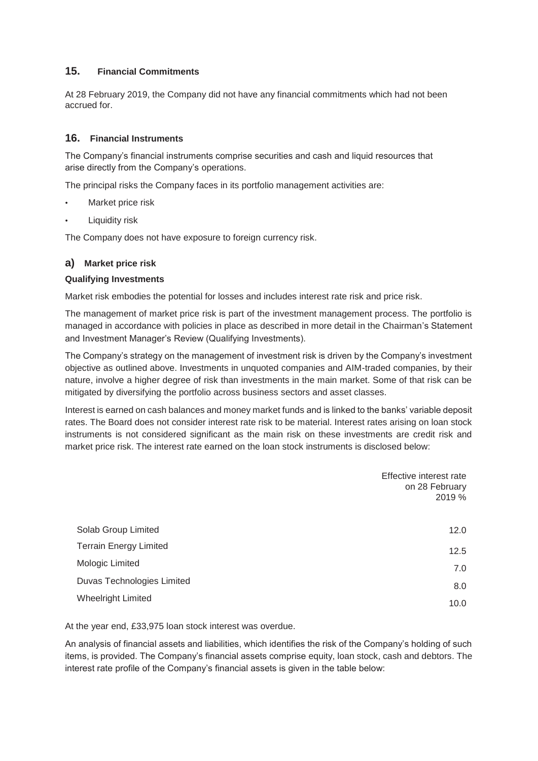## 15. Financial Commitments

At 28 February 2019, the Company did not have any financial commitments which had not been accrued for.

## 16. Financial Instruments

The Company's financial instruments comprise securities and cash and liquid resources that arise directly from the Company's operations.

The principal risks the Company faces in its portfolio management activities are:

- Market price risk
- Liquidity risk

The Company does not have exposure to foreign currency risk.

### a) Market price risk

**Qualifying Investments**

Market risk embodies the potential for losses and includes interest rate risk and price risk.

The management of market price risk is part of the investment management process. The portfolio is managed in accordance with policies in place as described in more detail in the Chairman's Statement and Investment Manager's Review (Qualifying Investments).

The Company's strategy on the management of investment risk is driven by the Company's investment objective as outlined above. Investments in unquoted companies and AIM-traded companies, by their nature, involve a higher degree of risk than investments in the main market. Some of that risk can be mitigated by diversifying the portfolio across business sectors and asset classes.

Interest is earned on cash balances and money market funds and is linked to the banks' variable deposit rates. The Board does not consider interest rate risk to be material. Interest rates arising on loan stock instruments is not considered significant as the main risk on these investments are credit risk and market price risk. The interest rate earned on the loan stock instruments is disclosed below:

| | Effective interest rate on 28 February 2019 % |
|---|---|
| Solab Group Limited | 12.0 |
| Terrain Energy Limited | 12.5 |
| Mologic Limited | 7.0 |
| Duvas Technologies Limited | 8.0 |
| Wheelright Limited | 10.0 |

At the year end, £33,975 loan stock interest was overdue.

An analysis of financial assets and liabilities, which identifies the risk of the Company's holding of such items, is provided. The Company's financial assets comprise equity, loan stock, cash and debtors. The interest rate profile of the Company's financial assets is given in the table below: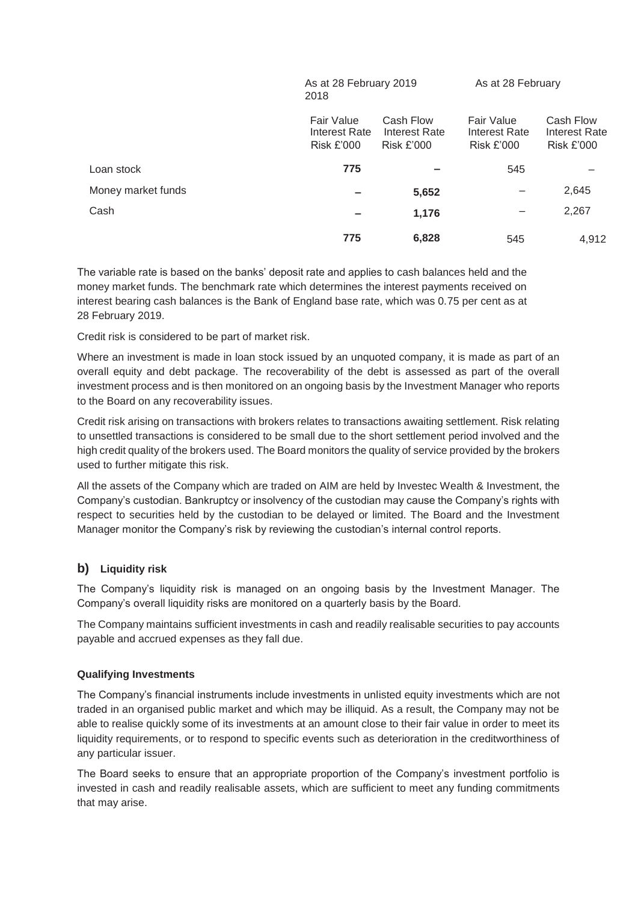| | As at 28 February 2019 | | As at 28 February 2018 | |
|---|---|---|---|---|
| | Fair Value Interest Rate Risk £'000 | Cash Flow Interest Rate Risk £'000 | Fair Value Interest Rate Risk £'000 | Cash Flow Interest Rate Risk £'000 |
| Loan stock | **775** | **–** | 545 | – |
| Money market funds | **–** | **5,652** | – | 2,645 |
| Cash | **–** | **1,176** | – | 2,267 |
| | **775** | **6,828** | 545 | 4,912 |

The variable rate is based on the banks' deposit rate and applies to cash balances held and the money market funds. The benchmark rate which determines the interest payments received on interest bearing cash balances is the Bank of England base rate, which was 0.75 per cent as at 28 February 2019.

Credit risk is considered to be part of market risk.

Where an investment is made in loan stock issued by an unquoted company, it is made as part of an overall equity and debt package. The recoverability of the debt is assessed as part of the overall investment process and is then monitored on an ongoing basis by the Investment Manager who reports to the Board on any recoverability issues.

Credit risk arising on transactions with brokers relates to transactions awaiting settlement. Risk relating to unsettled transactions is considered to be small due to the short settlement period involved and the high credit quality of the brokers used. The Board monitors the quality of service provided by the brokers used to further mitigate this risk.

All the assets of the Company which are traded on AIM are held by Investec Wealth & Investment, the Company's custodian. Bankruptcy or insolvency of the custodian may cause the Company's rights with respect to securities held by the custodian to be delayed or limited. The Board and the Investment Manager monitor the Company's risk by reviewing the custodian's internal control reports.

## b) Liquidity risk

The Company's liquidity risk is managed on an ongoing basis by the Investment Manager. The Company's overall liquidity risks are monitored on a quarterly basis by the Board.

The Company maintains sufficient investments in cash and readily realisable securities to pay accounts payable and accrued expenses as they fall due.

### Qualifying Investments

The Company's financial instruments include investments in unlisted equity investments which are not traded in an organised public market and which may be illiquid. As a result, the Company may not be able to realise quickly some of its investments at an amount close to their fair value in order to meet its liquidity requirements, or to respond to specific events such as deterioration in the creditworthiness of any particular issuer.

The Board seeks to ensure that an appropriate proportion of the Company's investment portfolio is invested in cash and readily realisable assets, which are sufficient to meet any funding commitments that may arise.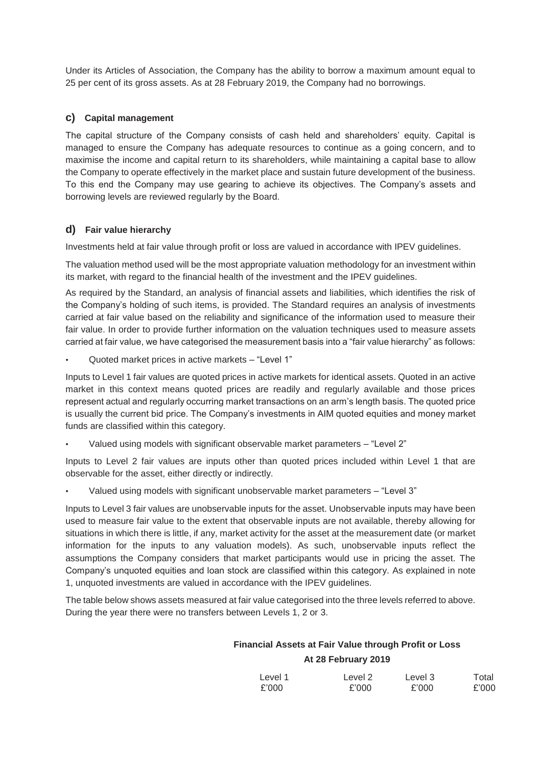Under its Articles of Association, the Company has the ability to borrow a maximum amount equal to 25 per cent of its gross assets. As at 28 February 2019, the Company had no borrowings.

### c) Capital management

The capital structure of the Company consists of cash held and shareholders' equity. Capital is managed to ensure the Company has adequate resources to continue as a going concern, and to maximise the income and capital return to its shareholders, while maintaining a capital base to allow the Company to operate effectively in the market place and sustain future development of the business. To this end the Company may use gearing to achieve its objectives. The Company's assets and borrowing levels are reviewed regularly by the Board.

### d) Fair value hierarchy

Investments held at fair value through profit or loss are valued in accordance with IPEV guidelines.

The valuation method used will be the most appropriate valuation methodology for an investment within its market, with regard to the financial health of the investment and the IPEV guidelines.

As required by the Standard, an analysis of financial assets and liabilities, which identifies the risk of the Company's holding of such items, is provided. The Standard requires an analysis of investments carried at fair value based on the reliability and significance of the information used to measure their fair value. In order to provide further information on the valuation techniques used to measure assets carried at fair value, we have categorised the measurement basis into a "fair value hierarchy" as follows:

- Quoted market prices in active markets – "Level 1"

Inputs to Level 1 fair values are quoted prices in active markets for identical assets. Quoted in an active market in this context means quoted prices are readily and regularly available and those prices represent actual and regularly occurring market transactions on an arm's length basis. The quoted price is usually the current bid price. The Company's investments in AIM quoted equities and money market funds are classified within this category.

- Valued using models with significant observable market parameters – "Level 2"

Inputs to Level 2 fair values are inputs other than quoted prices included within Level 1 that are observable for the asset, either directly or indirectly.

- Valued using models with significant unobservable market parameters – "Level 3"

Inputs to Level 3 fair values are unobservable inputs for the asset. Unobservable inputs may have been used to measure fair value to the extent that observable inputs are not available, thereby allowing for situations in which there is little, if any, market activity for the asset at the measurement date (or market information for the inputs to any valuation models). As such, unobservable inputs reflect the assumptions the Company considers that market participants would use in pricing the asset. The Company's unquoted equities and loan stock are classified within this category. As explained in note 1, unquoted investments are valued in accordance with the IPEV guidelines.

The table below shows assets measured at fair value categorised into the three levels referred to above. During the year there were no transfers between Levels 1, 2 or 3.

**Financial Assets at Fair Value through Profit or Loss**

**At 28 February 2019**

| | Level 1 £'000 | Level 2 £'000 | Level 3 £'000 | Total £'000 |
|---|---|---|---|---|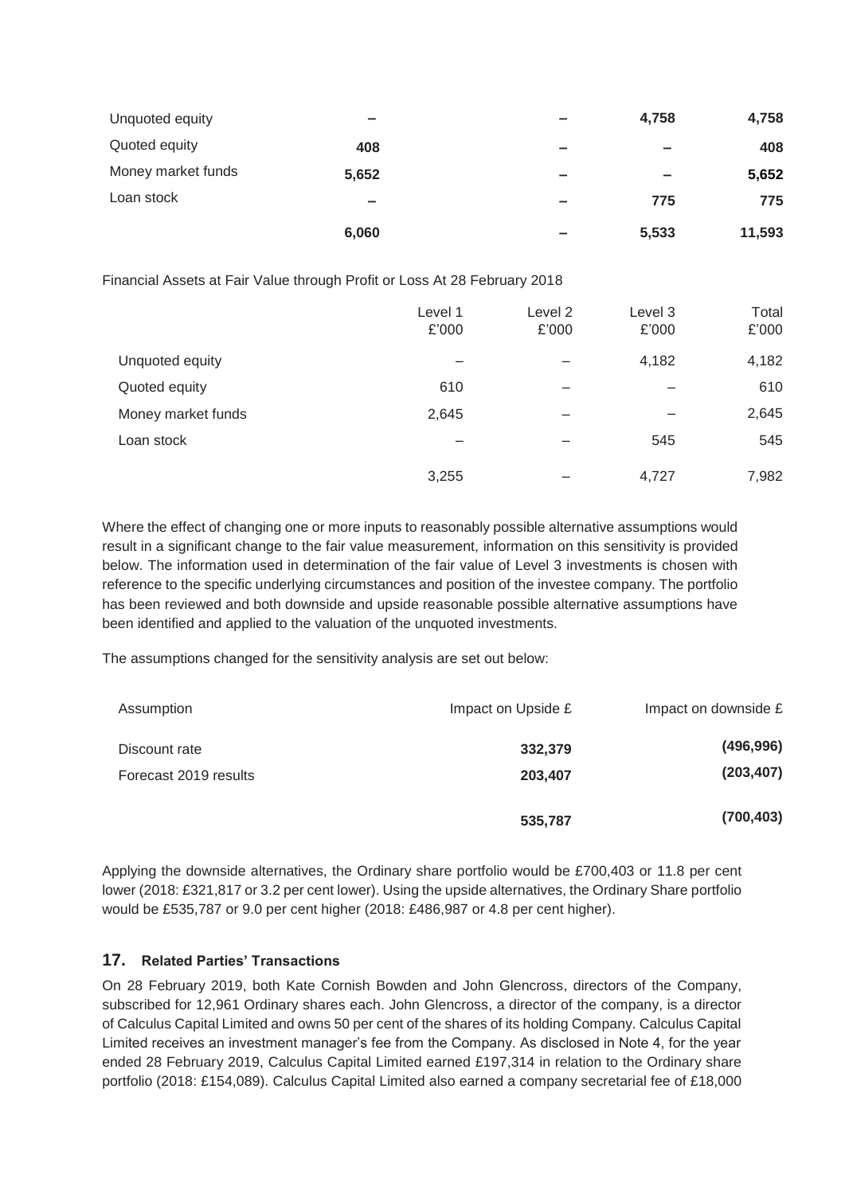| | | | | |
|---|---|---|---|---|
| Unquoted equity | **–** | **–** | **4,758** | **4,758** |
| Quoted equity | **408** | **–** | **–** | **408** |
| Money market funds | **5,652** | **–** | **–** | **5,652** |
| Loan stock | **–** | **–** | **775** | **775** |
| | **6,060** | **–** | **5,533** | **11,593** |

Financial Assets at Fair Value through Profit or Loss At 28 February 2018

| | Level 1 £'000 | Level 2 £'000 | Level 3 £'000 | Total £'000 |
|---|---|---|---|---|
| Unquoted equity | – | – | 4,182 | 4,182 |
| Quoted equity | 610 | – | – | 610 |
| Money market funds | 2,645 | – | – | 2,645 |
| Loan stock | – | – | 545 | 545 |
| | 3,255 | – | 4,727 | 7,982 |

Where the effect of changing one or more inputs to reasonably possible alternative assumptions would result in a significant change to the fair value measurement, information on this sensitivity is provided below. The information used in determination of the fair value of Level 3 investments is chosen with reference to the specific underlying circumstances and position of the investee company. The portfolio has been reviewed and both downside and upside reasonable possible alternative assumptions have been identified and applied to the valuation of the unquoted investments.

The assumptions changed for the sensitivity analysis are set out below:

| Assumption | Impact on Upside £ | Impact on downside £ |
|---|---|---|
| Discount rate | **332,379** | **(496,996)** |
| Forecast 2019 results | **203,407** | **(203,407)** |
| | **535,787** | **(700,403)** |

Applying the downside alternatives, the Ordinary share portfolio would be £700,403 or 11.8 per cent lower (2018: £321,817 or 3.2 per cent lower). Using the upside alternatives, the Ordinary Share portfolio would be £535,787 or 9.0 per cent higher (2018: £486,987 or 4.8 per cent higher).

## 17. Related Parties' Transactions

On 28 February 2019, both Kate Cornish Bowden and John Glencross, directors of the Company, subscribed for 12,961 Ordinary shares each. John Glencross, a director of the company, is a director of Calculus Capital Limited and owns 50 per cent of the shares of its holding Company. Calculus Capital Limited receives an investment manager's fee from the Company. As disclosed in Note 4, for the year ended 28 February 2019, Calculus Capital Limited earned £197,314 in relation to the Ordinary share portfolio (2018: £154,089). Calculus Capital Limited also earned a company secretarial fee of £18,000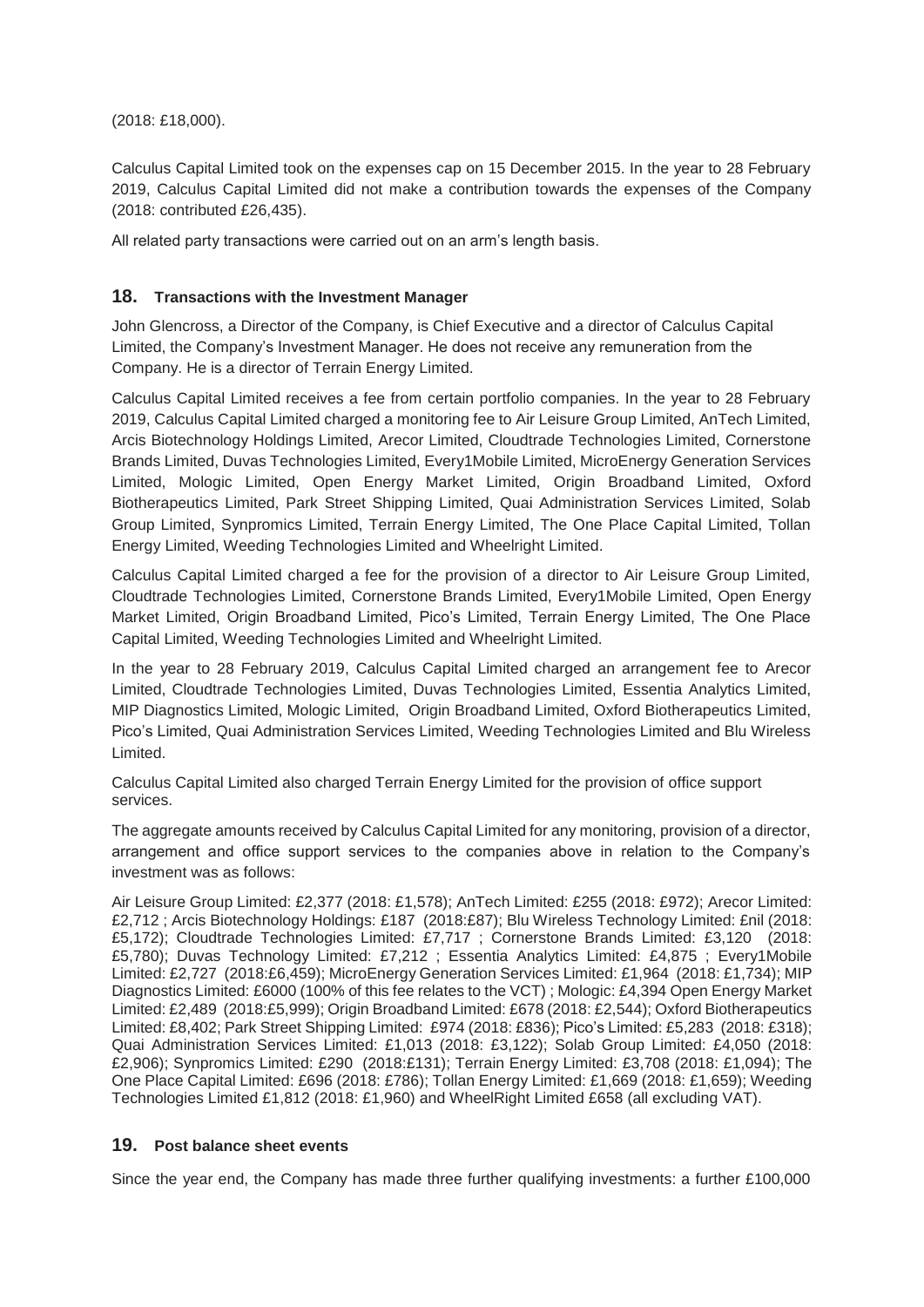(2018: £18,000).

Calculus Capital Limited took on the expenses cap on 15 December 2015. In the year to 28 February 2019, Calculus Capital Limited did not make a contribution towards the expenses of the Company (2018: contributed £26,435).

All related party transactions were carried out on an arm's length basis.

## 18. Transactions with the Investment Manager

John Glencross, a Director of the Company, is Chief Executive and a director of Calculus Capital Limited, the Company's Investment Manager. He does not receive any remuneration from the Company. He is a director of Terrain Energy Limited.

Calculus Capital Limited receives a fee from certain portfolio companies. In the year to 28 February 2019, Calculus Capital Limited charged a monitoring fee to Air Leisure Group Limited, AnTech Limited, Arcis Biotechnology Holdings Limited, Arecor Limited, Cloudtrade Technologies Limited, Cornerstone Brands Limited, Duvas Technologies Limited, Every1Mobile Limited, MicroEnergy Generation Services Limited, Mologic Limited, Open Energy Market Limited, Origin Broadband Limited, Oxford Biotherapeutics Limited, Park Street Shipping Limited, Quai Administration Services Limited, Solab Group Limited, Synpromics Limited, Terrain Energy Limited, The One Place Capital Limited, Tollan Energy Limited, Weeding Technologies Limited and Wheelright Limited.

Calculus Capital Limited charged a fee for the provision of a director to Air Leisure Group Limited, Cloudtrade Technologies Limited, Cornerstone Brands Limited, Every1Mobile Limited, Open Energy Market Limited, Origin Broadband Limited, Pico's Limited, Terrain Energy Limited, The One Place Capital Limited, Weeding Technologies Limited and Wheelright Limited.

In the year to 28 February 2019, Calculus Capital Limited charged an arrangement fee to Arecor Limited, Cloudtrade Technologies Limited, Duvas Technologies Limited, Essentia Analytics Limited, MIP Diagnostics Limited, Mologic Limited, Origin Broadband Limited, Oxford Biotherapeutics Limited, Pico's Limited, Quai Administration Services Limited, Weeding Technologies Limited and Blu Wireless Limited.

Calculus Capital Limited also charged Terrain Energy Limited for the provision of office support services.

The aggregate amounts received by Calculus Capital Limited for any monitoring, provision of a director, arrangement and office support services to the companies above in relation to the Company's investment was as follows:

Air Leisure Group Limited: £2,377 (2018: £1,578); AnTech Limited: £255 (2018: £972); Arecor Limited: £2,712 ; Arcis Biotechnology Holdings: £187 (2018:£87); Blu Wireless Technology Limited: £nil (2018: £5,172); Cloudtrade Technologies Limited: £7,717 ; Cornerstone Brands Limited: £3,120 (2018: £5,780); Duvas Technology Limited: £7,212 ; Essentia Analytics Limited: £4,875 ; Every1Mobile Limited: £2,727 (2018:£6,459); MicroEnergy Generation Services Limited: £1,964 (2018: £1,734); MIP Diagnostics Limited: £6000 (100% of this fee relates to the VCT) ; Mologic: £4,394 Open Energy Market Limited: £2,489 (2018:£5,999); Origin Broadband Limited: £678 (2018: £2,544); Oxford Biotherapeutics Limited: £8,402; Park Street Shipping Limited: £974 (2018: £836); Pico's Limited: £5,283 (2018: £318); Quai Administration Services Limited: £1,013 (2018: £3,122); Solab Group Limited: £4,050 (2018: £2,906); Synpromics Limited: £290 (2018:£131); Terrain Energy Limited: £3,708 (2018: £1,094); The One Place Capital Limited: £696 (2018: £786); Tollan Energy Limited: £1,669 (2018: £1,659); Weeding Technologies Limited £1,812 (2018: £1,960) and WheelRight Limited £658 (all excluding VAT).

## 19. Post balance sheet events

Since the year end, the Company has made three further qualifying investments: a further £100,000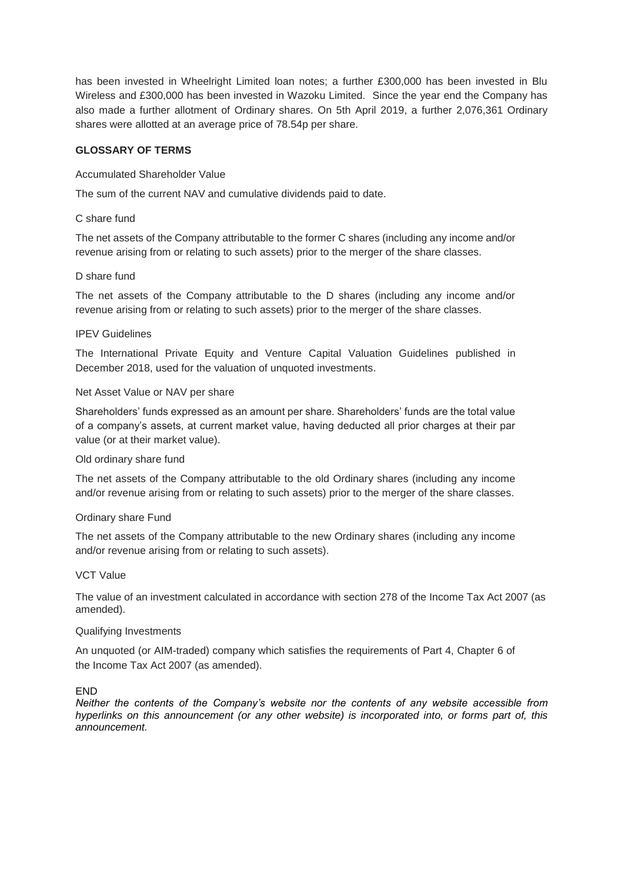has been invested in Wheelright Limited loan notes; a further £300,000 has been invested in Blu Wireless and £300,000 has been invested in Wazoku Limited. Since the year end the Company has also made a further allotment of Ordinary shares. On 5th April 2019, a further 2,076,361 Ordinary shares were allotted at an average price of 78.54p per share.

**GLOSSARY OF TERMS**

Accumulated Shareholder Value

The sum of the current NAV and cumulative dividends paid to date.

C share fund

The net assets of the Company attributable to the former C shares (including any income and/or revenue arising from or relating to such assets) prior to the merger of the share classes.

D share fund

The net assets of the Company attributable to the D shares (including any income and/or revenue arising from or relating to such assets) prior to the merger of the share classes.

IPEV Guidelines

The International Private Equity and Venture Capital Valuation Guidelines published in December 2018, used for the valuation of unquoted investments.

Net Asset Value or NAV per share

Shareholders' funds expressed as an amount per share. Shareholders' funds are the total value of a company's assets, at current market value, having deducted all prior charges at their par value (or at their market value).

Old ordinary share fund

The net assets of the Company attributable to the old Ordinary shares (including any income and/or revenue arising from or relating to such assets) prior to the merger of the share classes.

Ordinary share Fund

The net assets of the Company attributable to the new Ordinary shares (including any income and/or revenue arising from or relating to such assets).

VCT Value

The value of an investment calculated in accordance with section 278 of the Income Tax Act 2007 (as amended).

Qualifying Investments

An unquoted (or AIM-traded) company which satisfies the requirements of Part 4, Chapter 6 of the Income Tax Act 2007 (as amended).

END

*Neither the contents of the Company's website nor the contents of any website accessible from hyperlinks on this announcement (or any other website) is incorporated into, or forms part of, this announcement.*